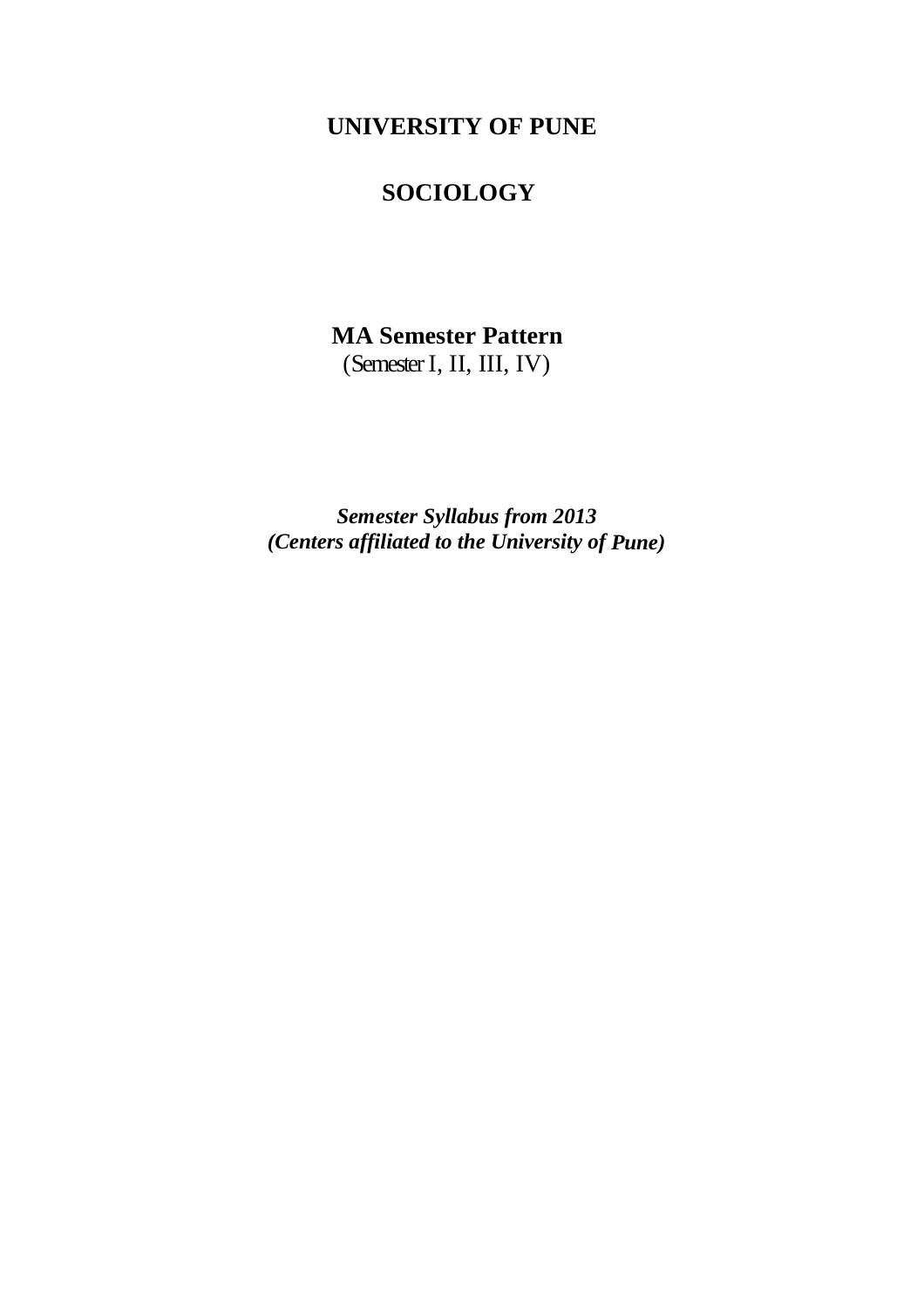# UNIVERSITY OF PUNE

# SOCIOLOGY

**MA Semester Pattern**
(Semester I, II, III, IV)

***Semester Syllabus from 2013***
***(Centers affiliated to the University of Pune)***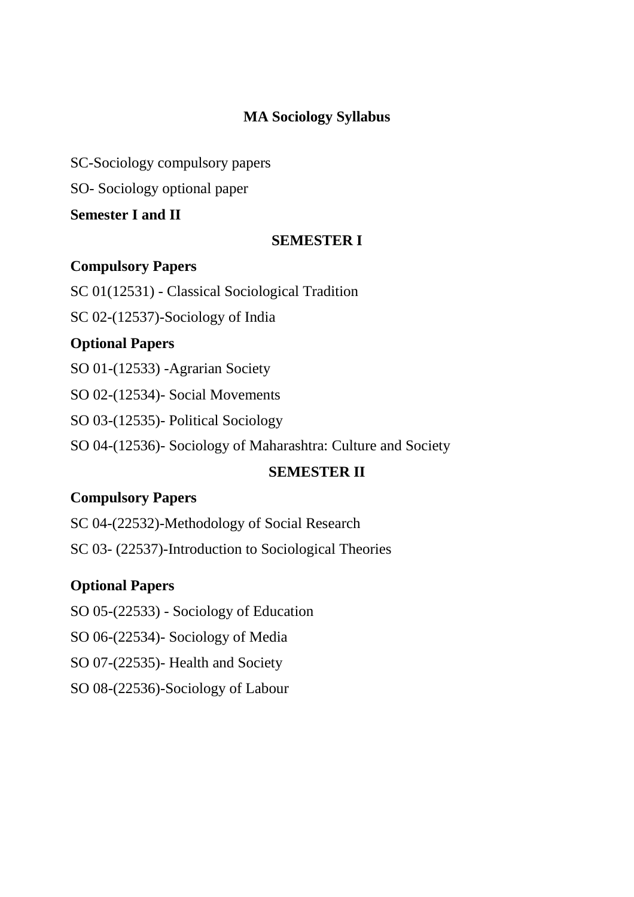# MA Sociology Syllabus

SC-Sociology compulsory papers

SO- Sociology optional paper

**Semester I and II**

## SEMESTER I

### Compulsory Papers

SC 01(12531) - Classical Sociological Tradition

SC 02-(12537)-Sociology of India

### Optional Papers

SO 01-(12533) -Agrarian Society

SO 02-(12534)- Social Movements

SO 03-(12535)- Political Sociology

SO 04-(12536)- Sociology of Maharashtra: Culture and Society

## SEMESTER II

### Compulsory Papers

SC 04-(22532)-Methodology of Social Research

SC 03- (22537)-Introduction to Sociological Theories

### Optional Papers

SO 05-(22533) - Sociology of Education

SO 06-(22534)- Sociology of Media

SO 07-(22535)- Health and Society

SO 08-(22536)-Sociology of Labour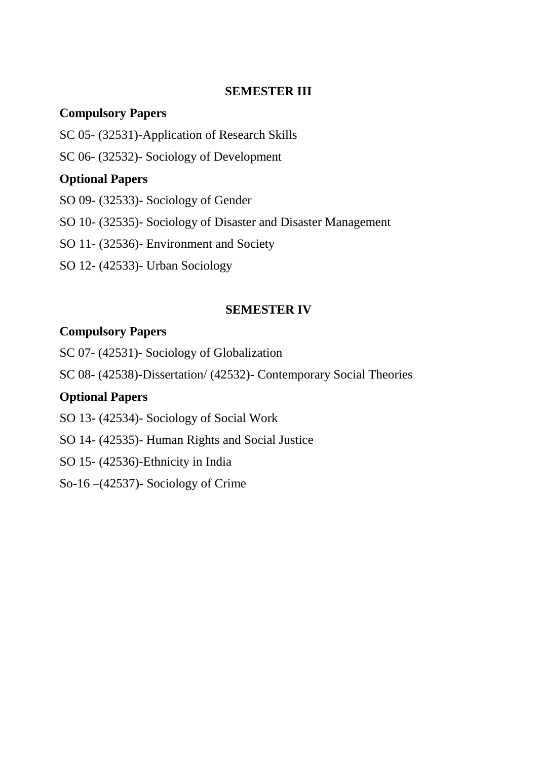## SEMESTER III

### Compulsory Papers

SC 05- (32531)-Application of Research Skills

SC 06- (32532)- Sociology of Development

### Optional Papers

SO 09- (32533)- Sociology of Gender

SO 10- (32535)- Sociology of Disaster and Disaster Management

SO 11- (32536)- Environment and Society

SO 12- (42533)- Urban Sociology

## SEMESTER IV

### Compulsory Papers

SC 07- (42531)- Sociology of Globalization

SC 08- (42538)-Dissertation/ (42532)- Contemporary Social Theories

### Optional Papers

SO 13- (42534)- Sociology of Social Work

SO 14- (42535)- Human Rights and Social Justice

SO 15- (42536)-Ethnicity in India

So-16 –(42537)- Sociology of Crime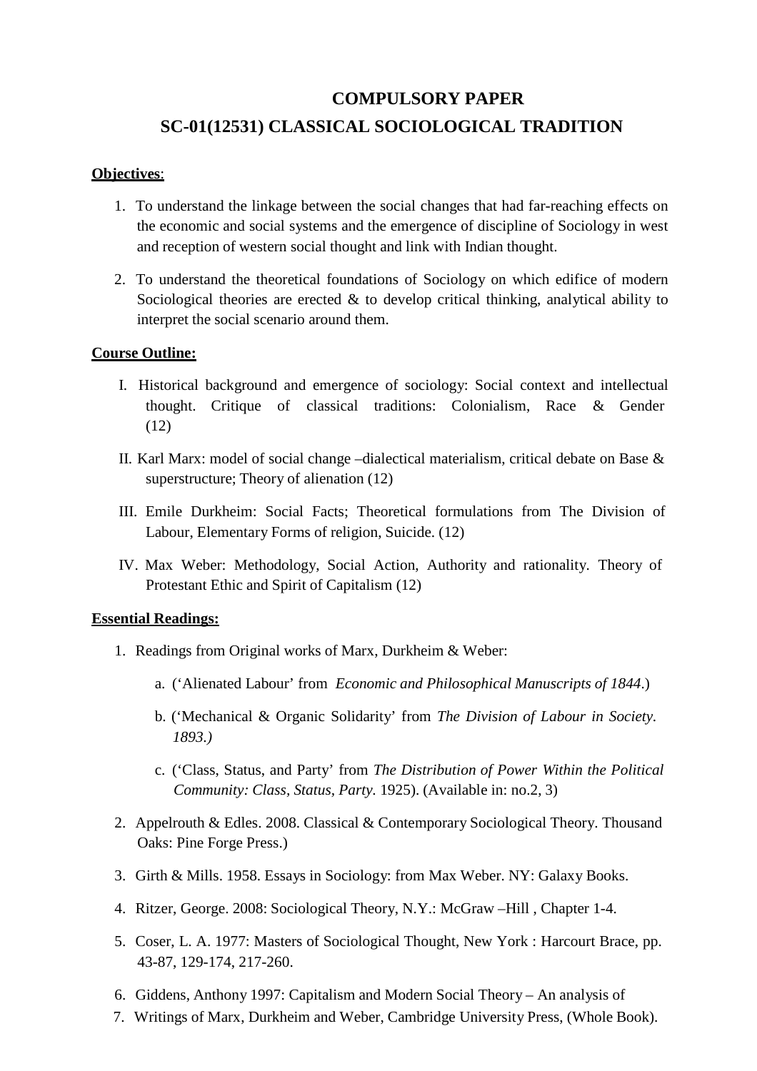# COMPULSORY PAPER

## SC-01(12531) CLASSICAL SOCIOLOGICAL TRADITION

**Objectives**:

1. To understand the linkage between the social changes that had far-reaching effects on the economic and social systems and the emergence of discipline of Sociology in west and reception of western social thought and link with Indian thought.
2. To understand the theoretical foundations of Sociology on which edifice of modern Sociological theories are erected & to develop critical thinking, analytical ability to interpret the social scenario around them.

**Course Outline:**

I. Historical background and emergence of sociology: Social context and intellectual thought. Critique of classical traditions: Colonialism, Race & Gender (12)

II. Karl Marx: model of social change –dialectical materialism, critical debate on Base & superstructure; Theory of alienation (12)

III. Emile Durkheim: Social Facts; Theoretical formulations from The Division of Labour, Elementary Forms of religion, Suicide. (12)

IV. Max Weber: Methodology, Social Action, Authority and rationality. Theory of Protestant Ethic and Spirit of Capitalism (12)

**Essential Readings:**

1. Readings from Original works of Marx, Durkheim & Weber:
   a. ('Alienated Labour' from *Economic and Philosophical Manuscripts of 1844*.)
   b. ('Mechanical & Organic Solidarity' from *The Division of Labour in Society. 1893.)*
   c. ('Class, Status, and Party' from *The Distribution of Power Within the Political Community: Class, Status, Party.* 1925). (Available in: no.2, 3)
2. Appelrouth & Edles. 2008. Classical & Contemporary Sociological Theory. Thousand Oaks: Pine Forge Press.)
3. Girth & Mills. 1958. Essays in Sociology: from Max Weber. NY: Galaxy Books.
4. Ritzer, George. 2008: Sociological Theory, N.Y.: McGraw –Hill , Chapter 1-4.
5. Coser, L. A. 1977: Masters of Sociological Thought, New York : Harcourt Brace, pp. 43-87, 129-174, 217-260.
6. Giddens, Anthony 1997: Capitalism and Modern Social Theory – An analysis of
7. Writings of Marx, Durkheim and Weber, Cambridge University Press, (Whole Book).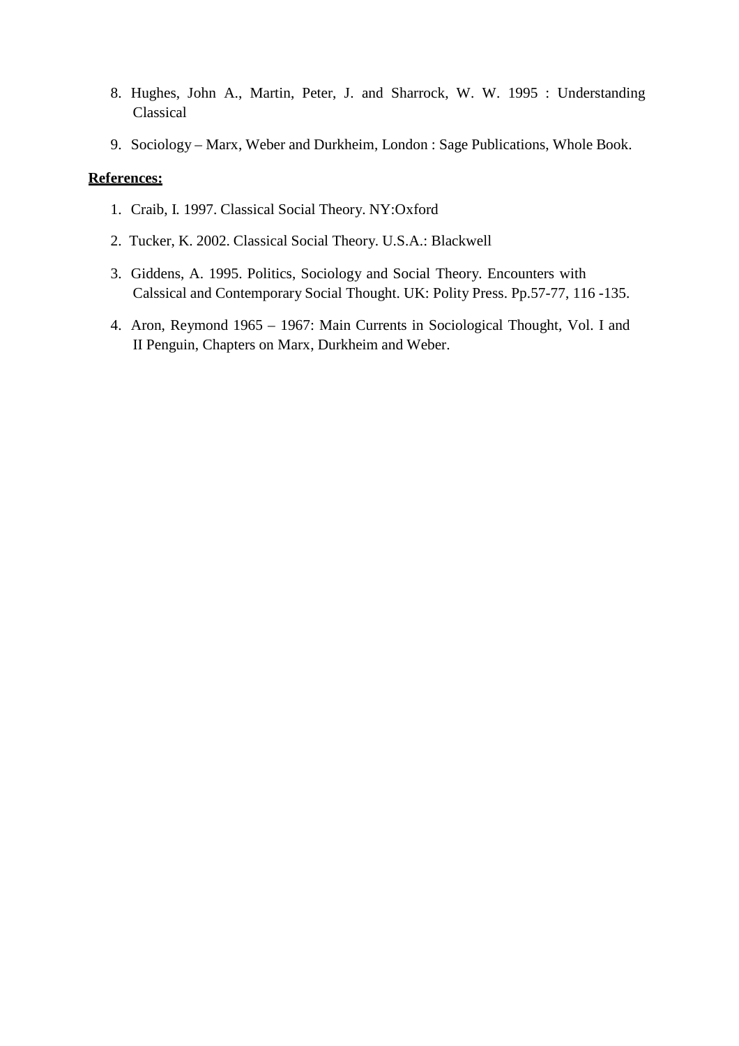8. Hughes, John A., Martin, Peter, J. and Sharrock, W. W. 1995 : Understanding Classical

9. Sociology – Marx, Weber and Durkheim, London : Sage Publications, Whole Book.

**References:**

1. Craib, I. 1997. Classical Social Theory. NY:Oxford

2. Tucker, K. 2002. Classical Social Theory. U.S.A.: Blackwell

3. Giddens, A. 1995. Politics, Sociology and Social Theory. Encounters with Calssical and Contemporary Social Thought. UK: Polity Press. Pp.57-77, 116 -135.

4. Aron, Reymond 1965 – 1967: Main Currents in Sociological Thought, Vol. I and II Penguin, Chapters on Marx, Durkheim and Weber.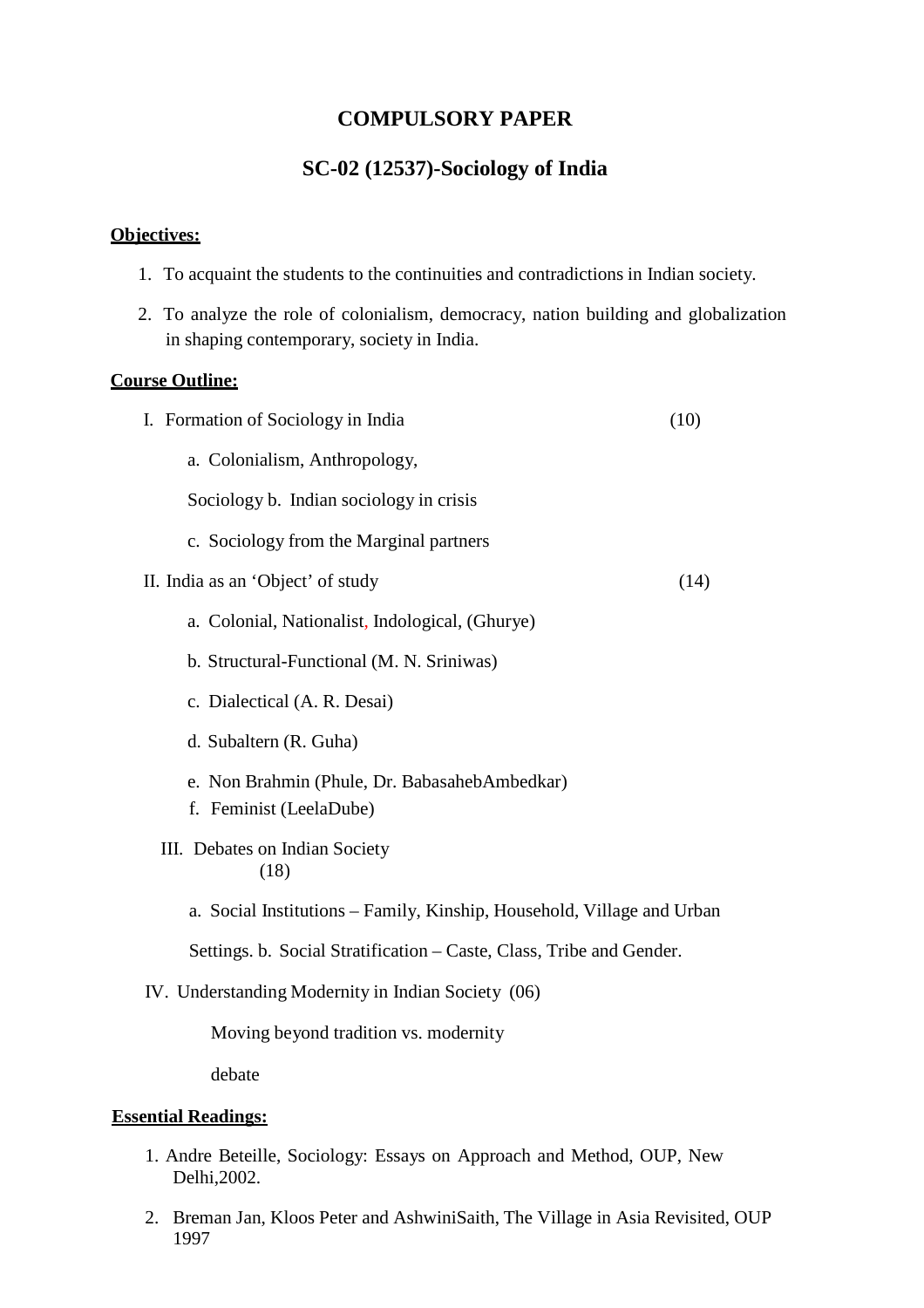# COMPULSORY PAPER

## SC-02 (12537)-Sociology of India

**Objectives:**

1. To acquaint the students to the continuities and contradictions in Indian society.
2. To analyze the role of colonialism, democracy, nation building and globalization in shaping contemporary, society in India.

**Course Outline:**

I. Formation of Sociology in India (10)

a. Colonialism, Anthropology,

Sociology b. Indian sociology in crisis

c. Sociology from the Marginal partners

II. India as an 'Object' of study (14)

a. Colonial, Nationalist, Indological, (Ghurye)

b. Structural-Functional (M. N. Sriniwas)

c. Dialectical (A. R. Desai)

d. Subaltern (R. Guha)

e. Non Brahmin (Phule, Dr. BabasahebAmbedkar)

f. Feminist (LeelaDube)

III. Debates on Indian Society (18)

a. Social Institutions – Family, Kinship, Household, Village and Urban

Settings. b. Social Stratification – Caste, Class, Tribe and Gender.

IV. Understanding Modernity in Indian Society (06)

Moving beyond tradition vs. modernity

debate

**Essential Readings:**

1. Andre Beteille, Sociology: Essays on Approach and Method, OUP, New Delhi,2002.
2. Breman Jan, Kloos Peter and AshwiniSaith, The Village in Asia Revisited, OUP 1997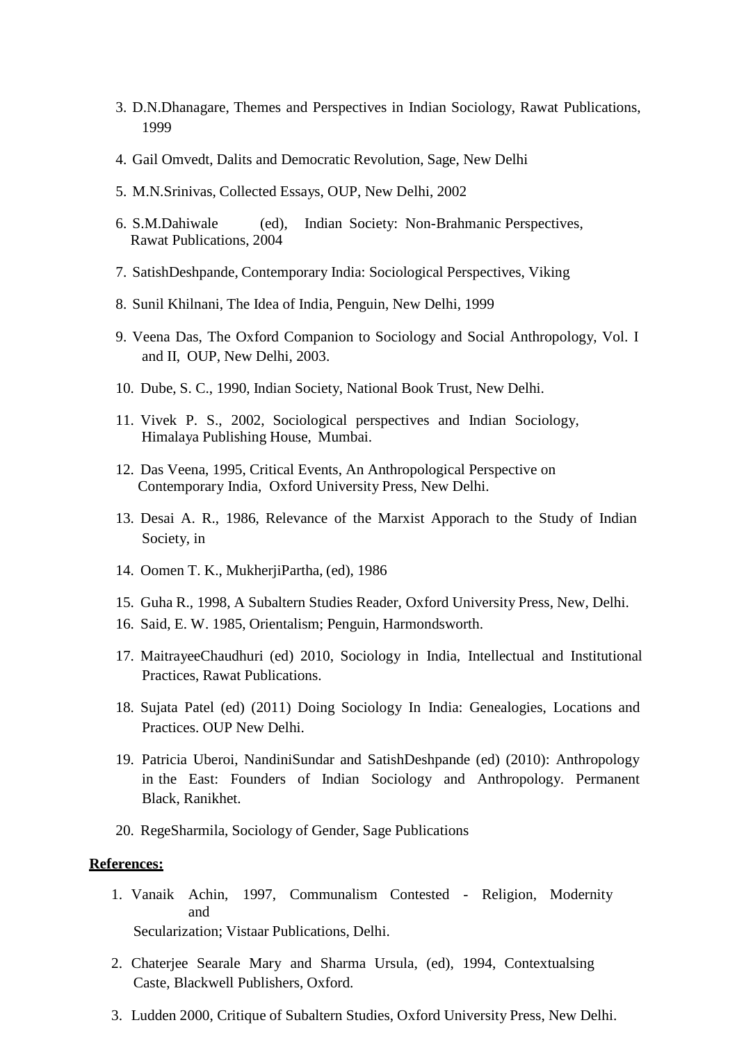3. D.N.Dhanagare, Themes and Perspectives in Indian Sociology, Rawat Publications, 1999
4. Gail Omvedt, Dalits and Democratic Revolution, Sage, New Delhi
5. M.N.Srinivas, Collected Essays, OUP, New Delhi, 2002
6. S.M.Dahiwale (ed), Indian Society: Non-Brahmanic Perspectives, Rawat Publications, 2004
7. SatishDeshpande, Contemporary India: Sociological Perspectives, Viking
8. Sunil Khilnani, The Idea of India, Penguin, New Delhi, 1999
9. Veena Das, The Oxford Companion to Sociology and Social Anthropology, Vol. I and II, OUP, New Delhi, 2003.
10. Dube, S. C., 1990, Indian Society, National Book Trust, New Delhi.
11. Vivek P. S., 2002, Sociological perspectives and Indian Sociology, Himalaya Publishing House, Mumbai.
12. Das Veena, 1995, Critical Events, An Anthropological Perspective on Contemporary India, Oxford University Press, New Delhi.
13. Desai A. R., 1986, Relevance of the Marxist Apporach to the Study of Indian Society, in
14. Oomen T. K., MukherjiPartha, (ed), 1986
15. Guha R., 1998, A Subaltern Studies Reader, Oxford University Press, New, Delhi.
16. Said, E. W. 1985, Orientalism; Penguin, Harmondsworth.
17. MaitrayeeChaudhuri (ed) 2010, Sociology in India, Intellectual and Institutional Practices, Rawat Publications.
18. Sujata Patel (ed) (2011) Doing Sociology In India: Genealogies, Locations and Practices. OUP New Delhi.
19. Patricia Uberoi, NandiniSundar and SatishDeshpande (ed) (2010): Anthropology in the East: Founders of Indian Sociology and Anthropology. Permanent Black, Ranikhet.
20. RegeSharmila, Sociology of Gender, Sage Publications

**References:**

1. Vanaik Achin, 1997, Communalism Contested - Religion, Modernity and Secularization; Vistaar Publications, Delhi.
2. Chaterjee Searale Mary and Sharma Ursula, (ed), 1994, Contextualsing Caste, Blackwell Publishers, Oxford.
3. Ludden 2000, Critique of Subaltern Studies, Oxford University Press, New Delhi.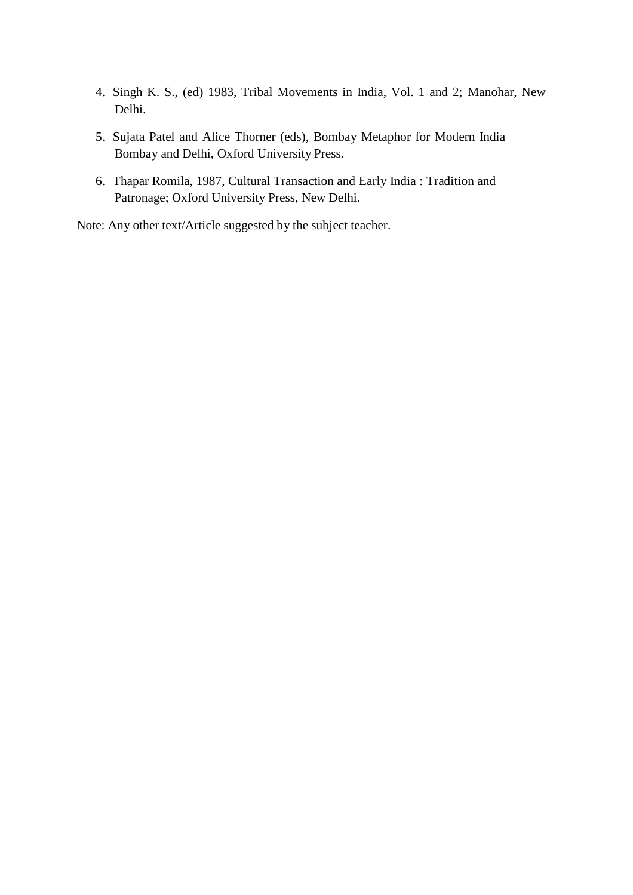4. Singh K. S., (ed) 1983, Tribal Movements in India, Vol. 1 and 2; Manohar, New Delhi.
5. Sujata Patel and Alice Thorner (eds), Bombay Metaphor for Modern India Bombay and Delhi, Oxford University Press.
6. Thapar Romila, 1987, Cultural Transaction and Early India : Tradition and Patronage; Oxford University Press, New Delhi.

Note: Any other text/Article suggested by the subject teacher.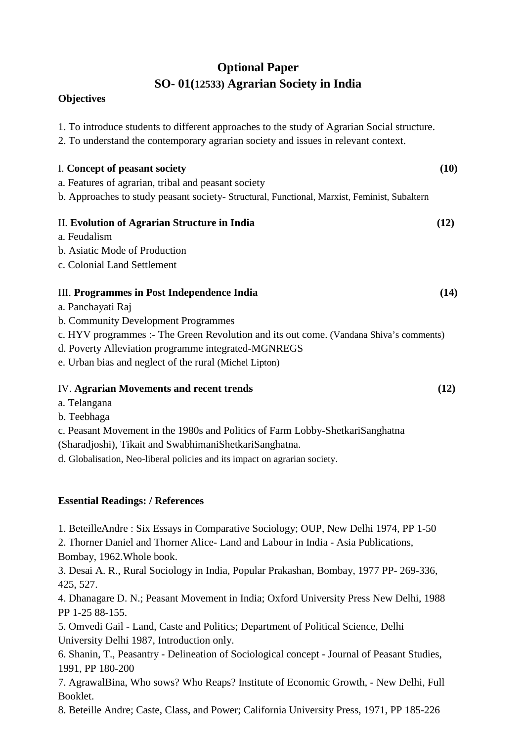# Optional Paper
# SO- 01(12533) Agrarian Society in India

**Objectives**

1. To introduce students to different approaches to the study of Agrarian Social structure.
2. To understand the contemporary agrarian society and issues in relevant context.

I. **Concept of peasant society** **(10)**

a. Features of agrarian, tribal and peasant society
b. Approaches to study peasant society- Structural, Functional, Marxist, Feminist, Subaltern

II. **Evolution of Agrarian Structure in India** **(12)**

a. Feudalism
b. Asiatic Mode of Production
c. Colonial Land Settlement

III. **Programmes in Post Independence India** **(14)**

a. Panchayati Raj
b. Community Development Programmes
c. HYV programmes :- The Green Revolution and its out come. (Vandana Shiva's comments)
d. Poverty Alleviation programme integrated-MGNREGS
e. Urban bias and neglect of the rural (Michel Lipton)

IV. **Agrarian Movements and recent trends** **(12)**

a. Telangana
b. Teebhaga
c. Peasant Movement in the 1980s and Politics of Farm Lobby-ShetkariSanghatna (Sharadjoshi), Tikait and SwabhimaniShetkariSanghatna.
d. Globalisation, Neo-liberal policies and its impact on agrarian society.

**Essential Readings: / References**

1. BeteilleAndre : Six Essays in Comparative Sociology; OUP, New Delhi 1974, PP 1-50
2. Thorner Daniel and Thorner Alice- Land and Labour in India - Asia Publications, Bombay, 1962.Whole book.
3. Desai A. R., Rural Sociology in India, Popular Prakashan, Bombay, 1977 PP- 269-336, 425, 527.
4. Dhanagare D. N.; Peasant Movement in India; Oxford University Press New Delhi, 1988 PP 1-25 88-155.
5. Omvedi Gail - Land, Caste and Politics; Department of Political Science, Delhi University Delhi 1987, Introduction only.
6. Shanin, T., Peasantry - Delineation of Sociological concept - Journal of Peasant Studies, 1991, PP 180-200
7. AgrawalBina, Who sows? Who Reaps? Institute of Economic Growth, - New Delhi, Full Booklet.
8. Beteille Andre; Caste, Class, and Power; California University Press, 1971, PP 185-226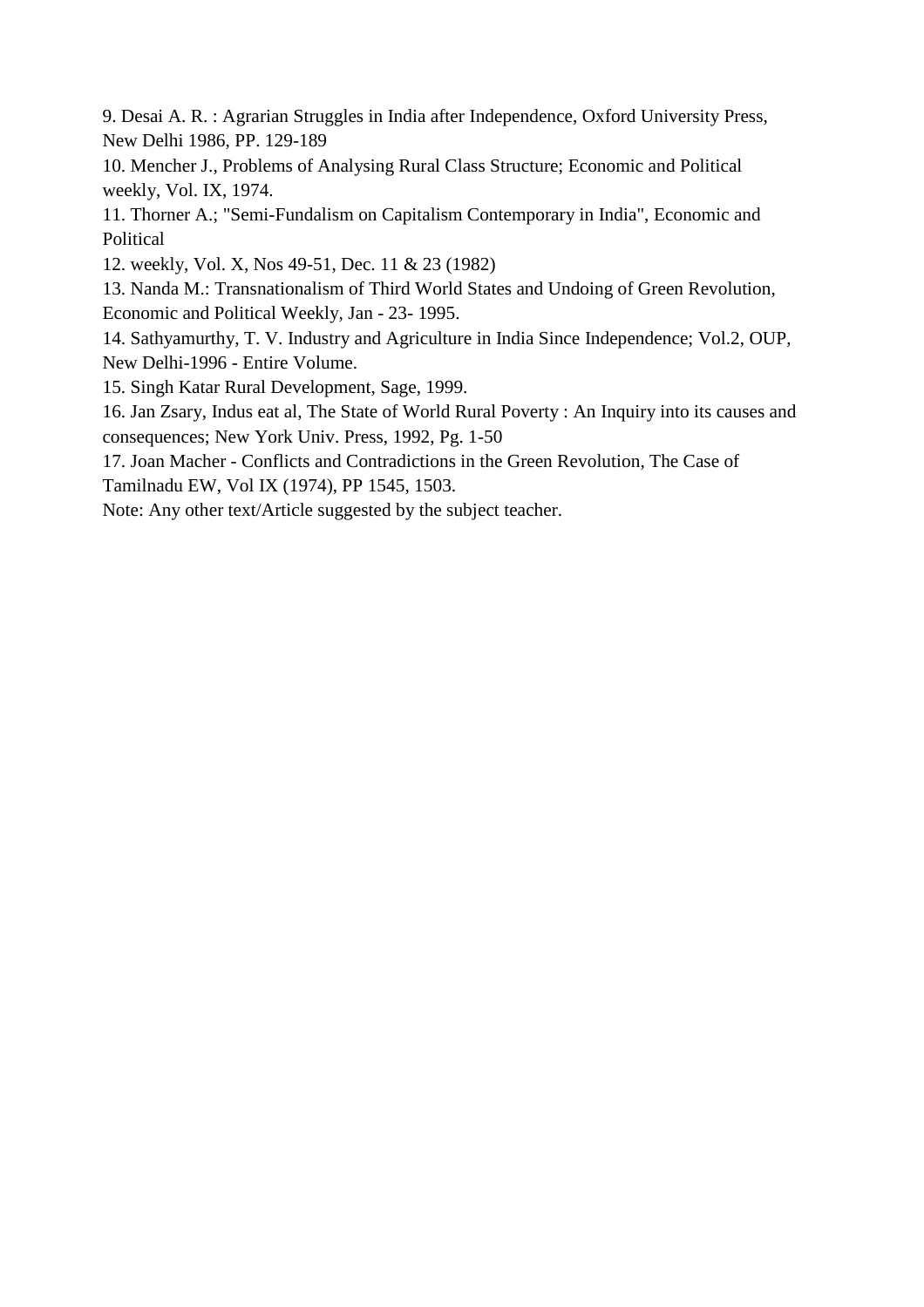9. Desai A. R. : Agrarian Struggles in India after Independence, Oxford University Press, New Delhi 1986, PP. 129-189
10. Mencher J., Problems of Analysing Rural Class Structure; Economic and Political weekly, Vol. IX, 1974.
11. Thorner A.; "Semi-Fundalism on Capitalism Contemporary in India", Economic and Political
12. weekly, Vol. X, Nos 49-51, Dec. 11 & 23 (1982)
13. Nanda M.: Transnationalism of Third World States and Undoing of Green Revolution, Economic and Political Weekly, Jan - 23- 1995.
14. Sathyamurthy, T. V. Industry and Agriculture in India Since Independence; Vol.2, OUP, New Delhi-1996 - Entire Volume.
15. Singh Katar Rural Development, Sage, 1999.
16. Jan Zsary, Indus eat al, The State of World Rural Poverty : An Inquiry into its causes and consequences; New York Univ. Press, 1992, Pg. 1-50
17. Joan Macher - Conflicts and Contradictions in the Green Revolution, The Case of Tamilnadu EW, Vol IX (1974), PP 1545, 1503.

Note: Any other text/Article suggested by the subject teacher.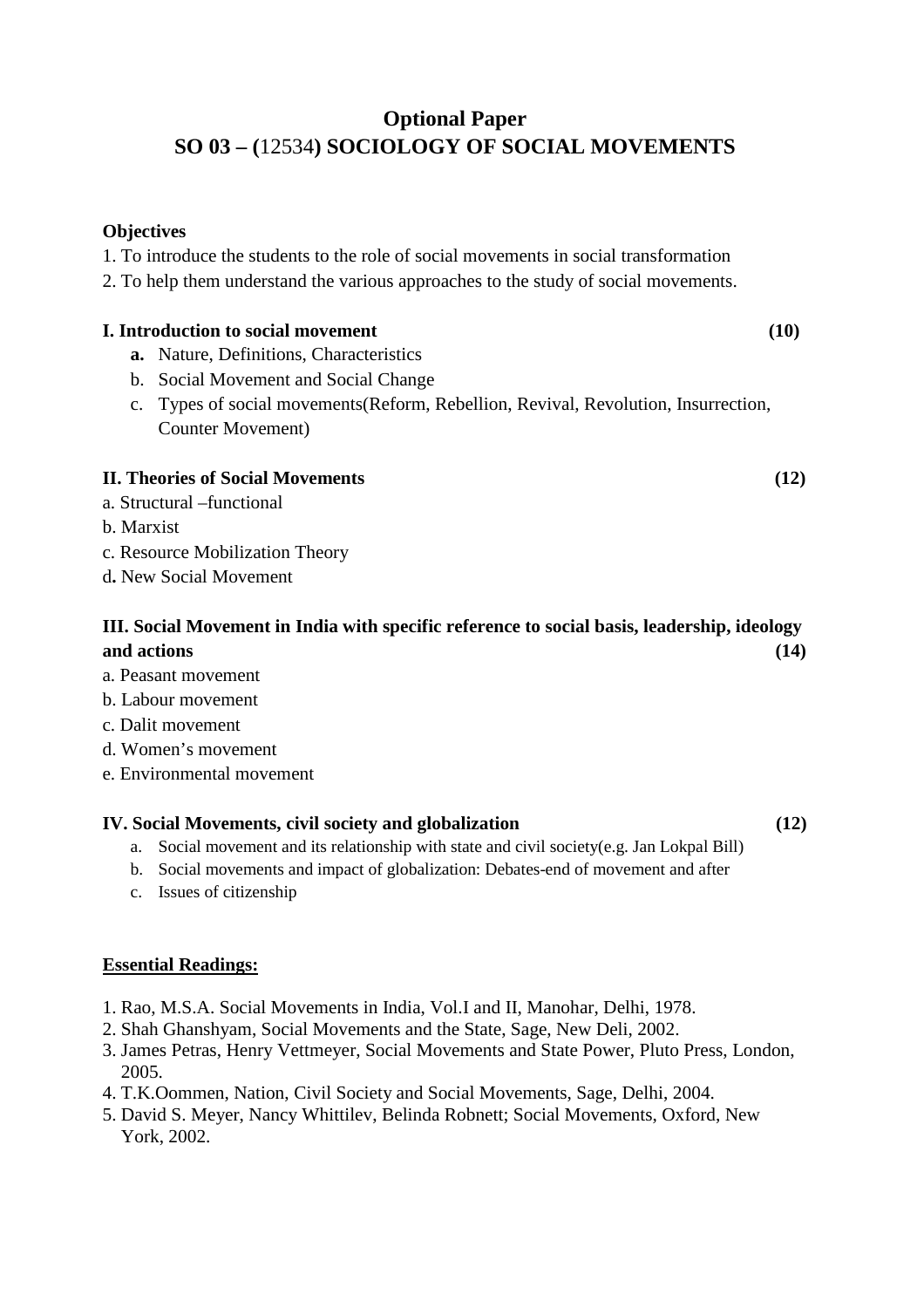# Optional Paper
# SO 03 – (12534) SOCIOLOGY OF SOCIAL MOVEMENTS

**Objectives**

1. To introduce the students to the role of social movements in social transformation
2. To help them understand the various approaches to the study of social movements.

**I. Introduction to social movement (10)**

- **a.** Nature, Definitions, Characteristics
- b. Social Movement and Social Change
- c. Types of social movements(Reform, Rebellion, Revival, Revolution, Insurrection, Counter Movement)

**II. Theories of Social Movements (12)**

a. Structural –functional
b. Marxist
c. Resource Mobilization Theory
d**.** New Social Movement

**III. Social Movement in India with specific reference to social basis, leadership, ideology and actions (14)**

a. Peasant movement
b. Labour movement
c. Dalit movement
d. Women's movement
e. Environmental movement

**IV. Social Movements, civil society and globalization (12)**

- a. Social movement and its relationship with state and civil society(e.g. Jan Lokpal Bill)
- b. Social movements and impact of globalization: Debates-end of movement and after
- c. Issues of citizenship

**<u>Essential Readings:</u>**

1. Rao, M.S.A. Social Movements in India, Vol.I and II, Manohar, Delhi, 1978.
2. Shah Ghanshyam, Social Movements and the State, Sage, New Deli, 2002.
3. James Petras, Henry Vettmeyer, Social Movements and State Power, Pluto Press, London, 2005.
4. T.K.Oommen, Nation, Civil Society and Social Movements, Sage, Delhi, 2004.
5. David S. Meyer, Nancy Whittilev, Belinda Robnett; Social Movements, Oxford, New York, 2002.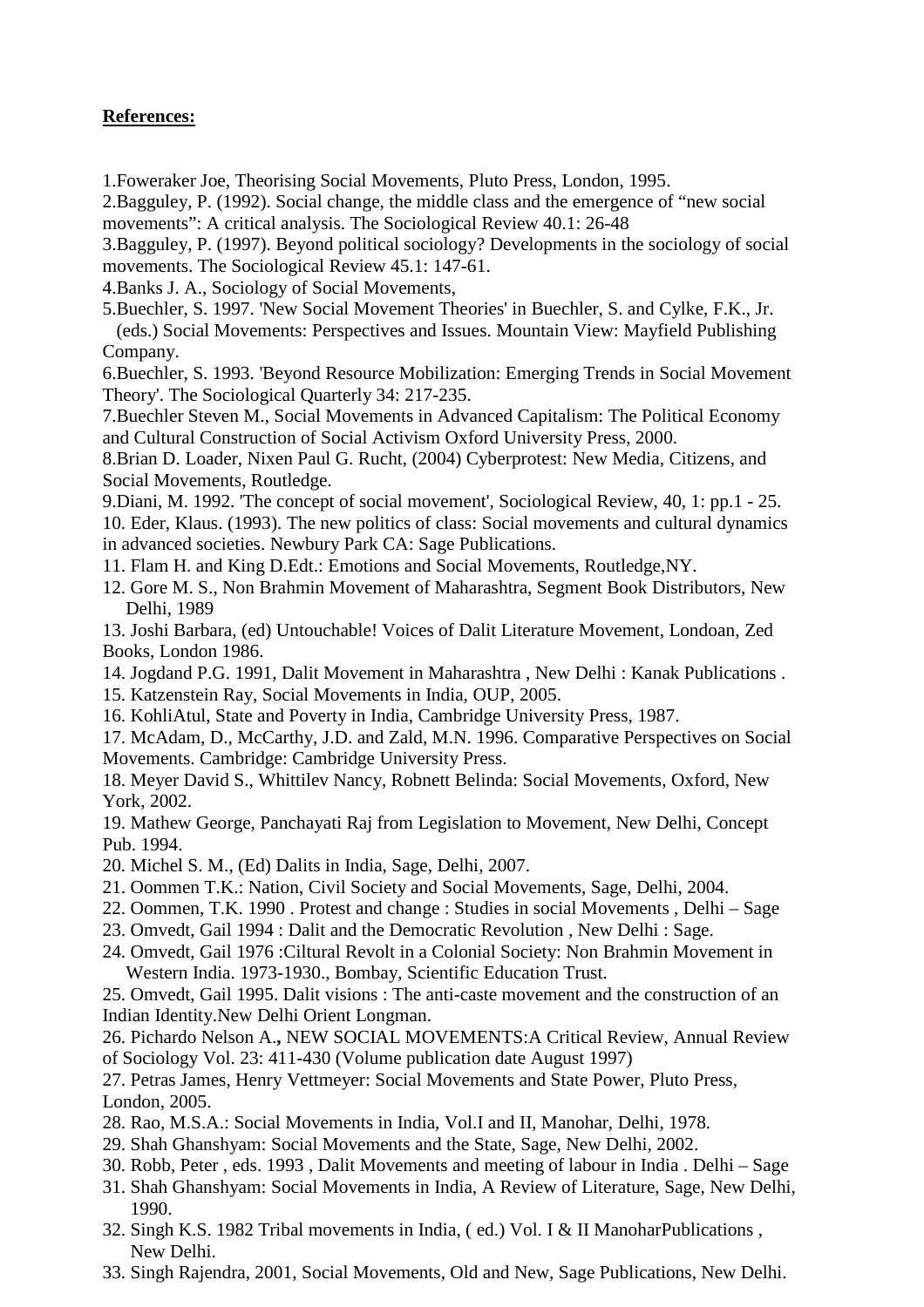**References:**

1.Foweraker Joe, Theorising Social Movements, Pluto Press, London, 1995.
2.Bagguley, P. (1992). Social change, the middle class and the emergence of "new social movements": A critical analysis. The Sociological Review 40.1: 26-48
3.Bagguley, P. (1997). Beyond political sociology? Developments in the sociology of social movements. The Sociological Review 45.1: 147-61.
4.Banks J. A., Sociology of Social Movements,
5.Buechler, S. 1997. 'New Social Movement Theories' in Buechler, S. and Cylke, F.K., Jr. (eds.) Social Movements: Perspectives and Issues. Mountain View: Mayfield Publishing Company.
6.Buechler, S. 1993. 'Beyond Resource Mobilization: Emerging Trends in Social Movement Theory'. The Sociological Quarterly 34: 217-235.
7.Buechler Steven M., Social Movements in Advanced Capitalism: The Political Economy and Cultural Construction of Social Activism Oxford University Press, 2000.
8.Brian D. Loader, Nixen Paul G. Rucht, (2004) Cyberprotest: New Media, Citizens, and Social Movements, Routledge.
9.Diani, M. 1992. 'The concept of social movement', Sociological Review, 40, 1: pp.1 - 25.
10. Eder, Klaus. (1993). The new politics of class: Social movements and cultural dynamics in advanced societies. Newbury Park CA: Sage Publications.
11. Flam H. and King D.Edt.: Emotions and Social Movements, Routledge,NY.
12. Gore M. S., Non Brahmin Movement of Maharashtra, Segment Book Distributors, New Delhi, 1989
13. Joshi Barbara, (ed) Untouchable! Voices of Dalit Literature Movement, Londoan, Zed Books, London 1986.
14. Jogdand P.G. 1991, Dalit Movement in Maharashtra , New Delhi : Kanak Publications .
15. Katzenstein Ray, Social Movements in India, OUP, 2005.
16. KohliAtul, State and Poverty in India, Cambridge University Press, 1987.
17. McAdam, D., McCarthy, J.D. and Zald, M.N. 1996. Comparative Perspectives on Social Movements. Cambridge: Cambridge University Press.
18. Meyer David S., Whittilev Nancy, Robnett Belinda: Social Movements, Oxford, New York, 2002.
19. Mathew George, Panchayati Raj from Legislation to Movement, New Delhi, Concept Pub. 1994.
20. Michel S. M., (Ed) Dalits in India, Sage, Delhi, 2007.
21. Oommen T.K.: Nation, Civil Society and Social Movements, Sage, Delhi, 2004.
22. Oommen, T.K. 1990 . Protest and change : Studies in social Movements , Delhi – Sage
23. Omvedt, Gail 1994 : Dalit and the Democratic Revolution , New Delhi : Sage.
24. Omvedt, Gail 1976 :Ciltural Revolt in a Colonial Society: Non Brahmin Movement in Western India. 1973-1930., Bombay, Scientific Education Trust.
25. Omvedt, Gail 1995. Dalit visions : The anti-caste movement and the construction of an Indian Identity.New Delhi Orient Longman.
26. Pichardo Nelson A.**,** NEW SOCIAL MOVEMENTS:A Critical Review, Annual Review of Sociology Vol. 23: 411-430 (Volume publication date August 1997)
27. Petras James, Henry Vettmeyer: Social Movements and State Power, Pluto Press, London, 2005.
28. Rao, M.S.A.: Social Movements in India, Vol.I and II, Manohar, Delhi, 1978.
29. Shah Ghanshyam: Social Movements and the State, Sage, New Delhi, 2002.
30. Robb, Peter , eds. 1993 , Dalit Movements and meeting of labour in India . Delhi – Sage
31. Shah Ghanshyam: Social Movements in India, A Review of Literature, Sage, New Delhi, 1990.
32. Singh K.S. 1982 Tribal movements in India, ( ed.) Vol. I & II ManoharPublications , New Delhi.
33. Singh Rajendra, 2001, Social Movements, Old and New, Sage Publications, New Delhi.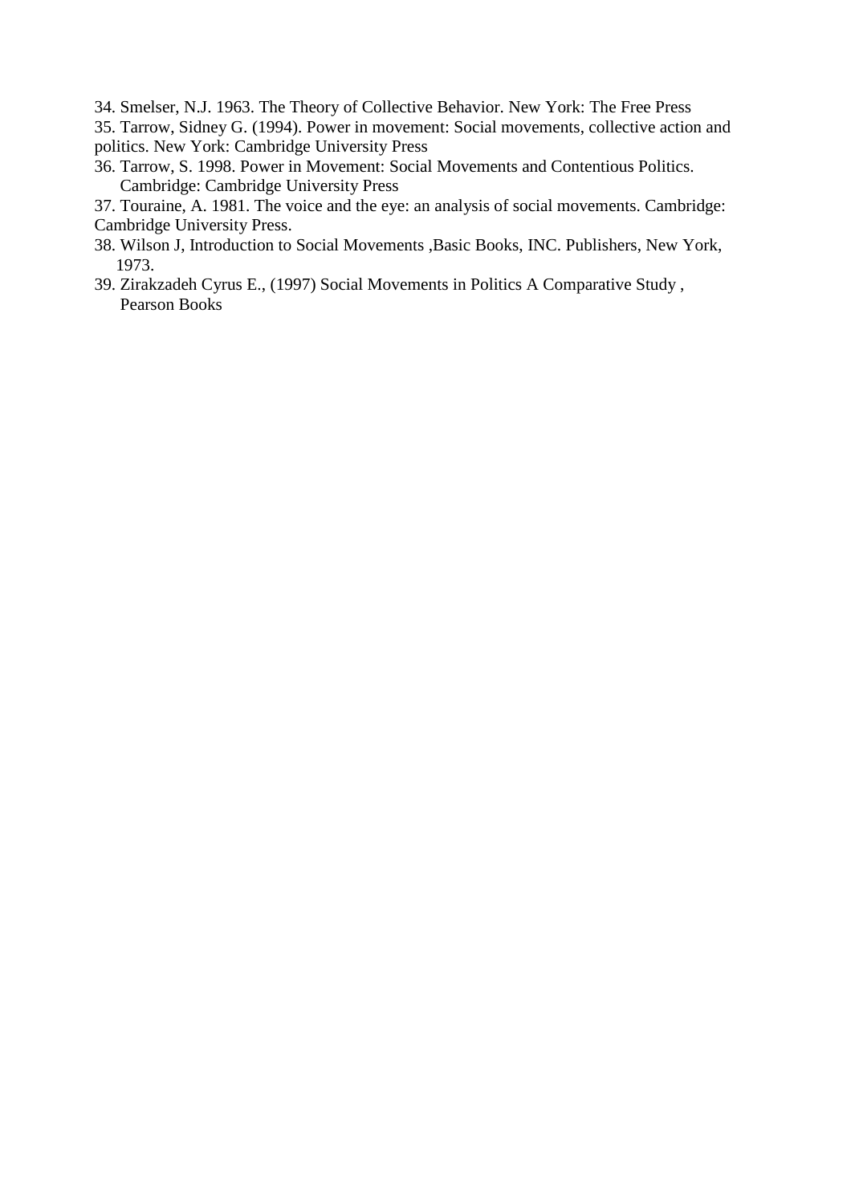34. Smelser, N.J. 1963. The Theory of Collective Behavior. New York: The Free Press
35. Tarrow, Sidney G. (1994). Power in movement: Social movements, collective action and politics. New York: Cambridge University Press
36. Tarrow, S. 1998. Power in Movement: Social Movements and Contentious Politics. Cambridge: Cambridge University Press
37. Touraine, A. 1981. The voice and the eye: an analysis of social movements. Cambridge: Cambridge University Press.
38. Wilson J, Introduction to Social Movements ,Basic Books, INC. Publishers, New York, 1973.
39. Zirakzadeh Cyrus E., (1997) Social Movements in Politics A Comparative Study , Pearson Books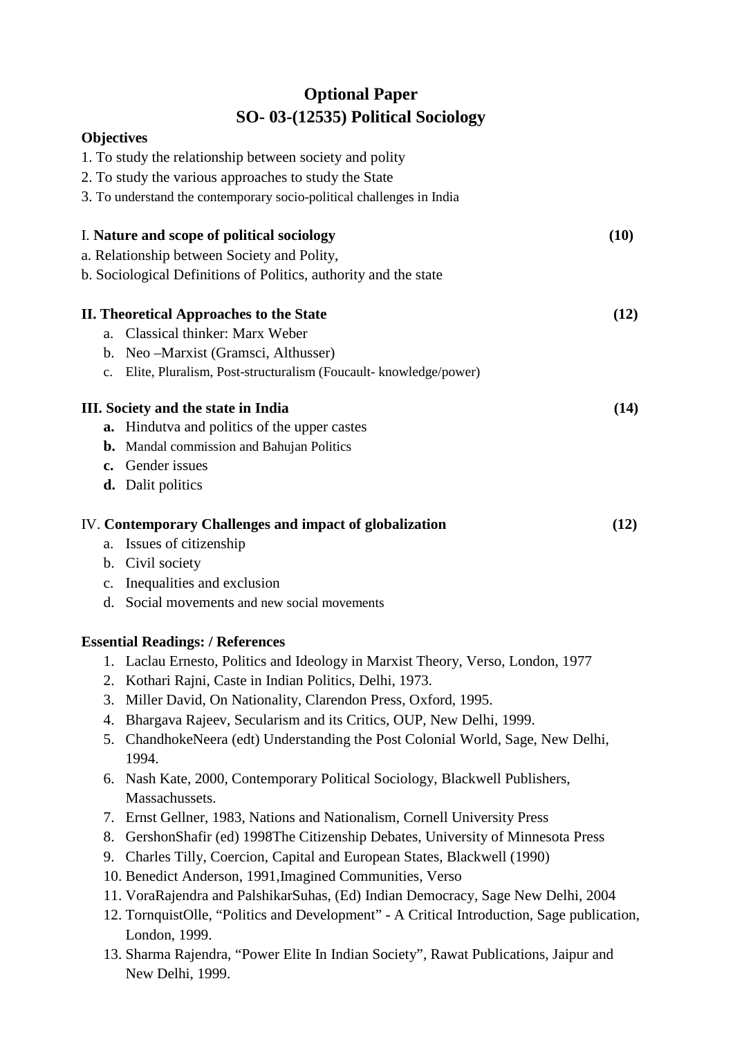# Optional Paper

# SO- 03-(12535) Political Sociology

**Objectives**

1. To study the relationship between society and polity
2. To study the various approaches to study the State
3. To understand the contemporary socio-political challenges in India

I. **Nature and scope of political sociology** **(10)**

a. Relationship between Society and Polity,
b. Sociological Definitions of Politics, authority and the state

**II. Theoretical Approaches to the State** **(12)**

a. Classical thinker: Marx Weber
b. Neo –Marxist (Gramsci, Althusser)
c. Elite, Pluralism, Post-structuralism (Foucault- knowledge/power)

**III. Society and the state in India** **(14)**

**a.** Hindutva and politics of the upper castes
**b.** Mandal commission and Bahujan Politics
**c.** Gender issues
**d.** Dalit politics

IV. **Contemporary Challenges and impact of globalization** **(12)**

a. Issues of citizenship
b. Civil society
c. Inequalities and exclusion
d. Social movements and new social movements

**Essential Readings: / References**

1. Laclau Ernesto, Politics and Ideology in Marxist Theory, Verso, London, 1977
2. Kothari Rajni, Caste in Indian Politics, Delhi, 1973.
3. Miller David, On Nationality, Clarendon Press, Oxford, 1995.
4. Bhargava Rajeev, Secularism and its Critics, OUP, New Delhi, 1999.
5. ChandhokeNeera (edt) Understanding the Post Colonial World, Sage, New Delhi, 1994.
6. Nash Kate, 2000, Contemporary Political Sociology, Blackwell Publishers, Massachussets.
7. Ernst Gellner, 1983, Nations and Nationalism, Cornell University Press
8. GershonShafir (ed) 1998The Citizenship Debates, University of Minnesota Press
9. Charles Tilly, Coercion, Capital and European States, Blackwell (1990)
10. Benedict Anderson, 1991,Imagined Communities, Verso
11. VoraRajendra and PalshikarSuhas, (Ed) Indian Democracy, Sage New Delhi, 2004
12. TornquistOlle, "Politics and Development" - A Critical Introduction, Sage publication, London, 1999.
13. Sharma Rajendra, "Power Elite In Indian Society", Rawat Publications, Jaipur and New Delhi, 1999.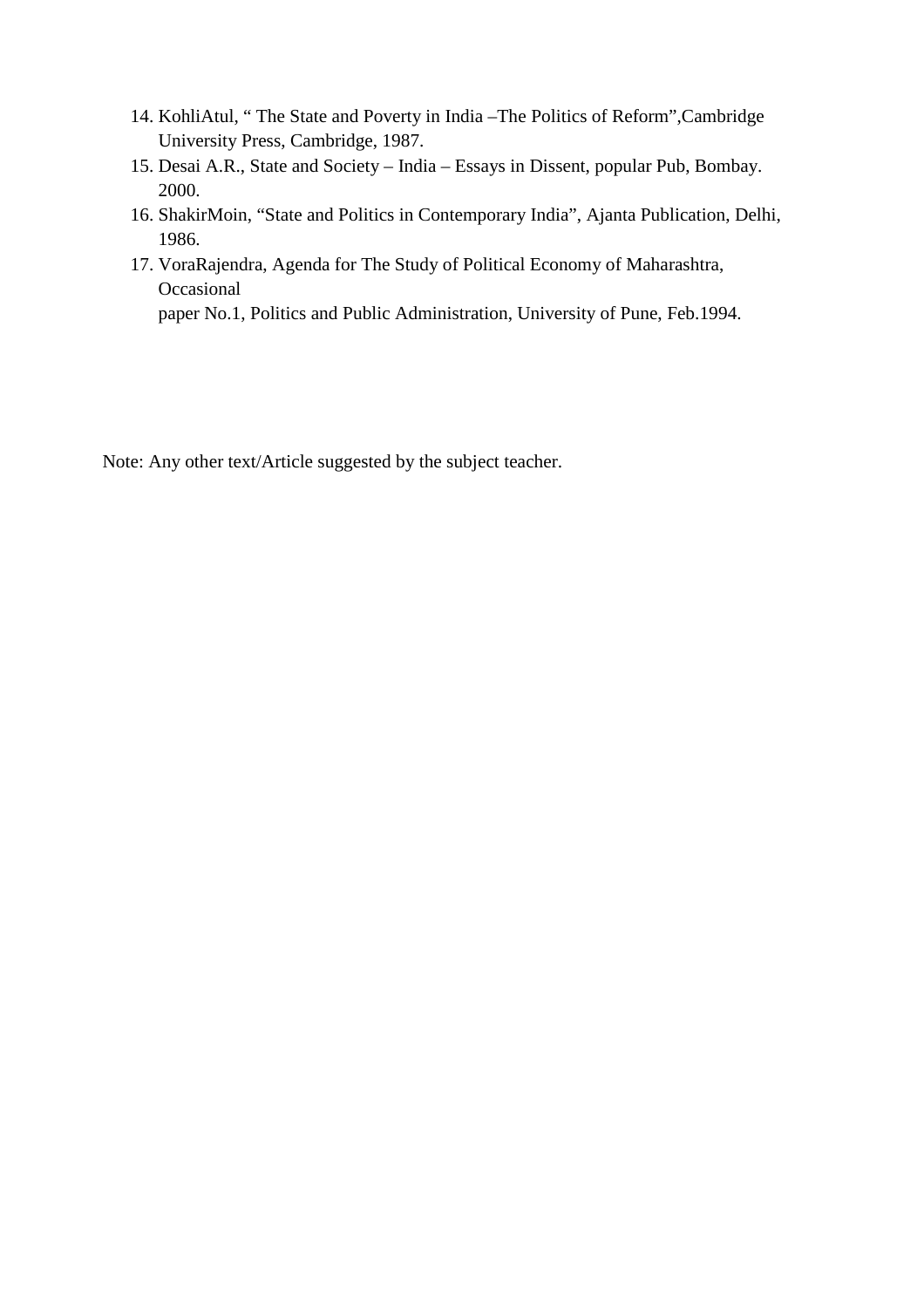14. KohliAtul, “ The State and Poverty in India –The Politics of Reform”,Cambridge University Press, Cambridge, 1987.
15. Desai A.R., State and Society – India – Essays in Dissent, popular Pub, Bombay. 2000.
16. ShakirMoin, “State and Politics in Contemporary India”, Ajanta Publication, Delhi, 1986.
17. VoraRajendra, Agenda for The Study of Political Economy of Maharashtra, Occasional
    paper No.1, Politics and Public Administration, University of Pune, Feb.1994.

Note: Any other text/Article suggested by the subject teacher.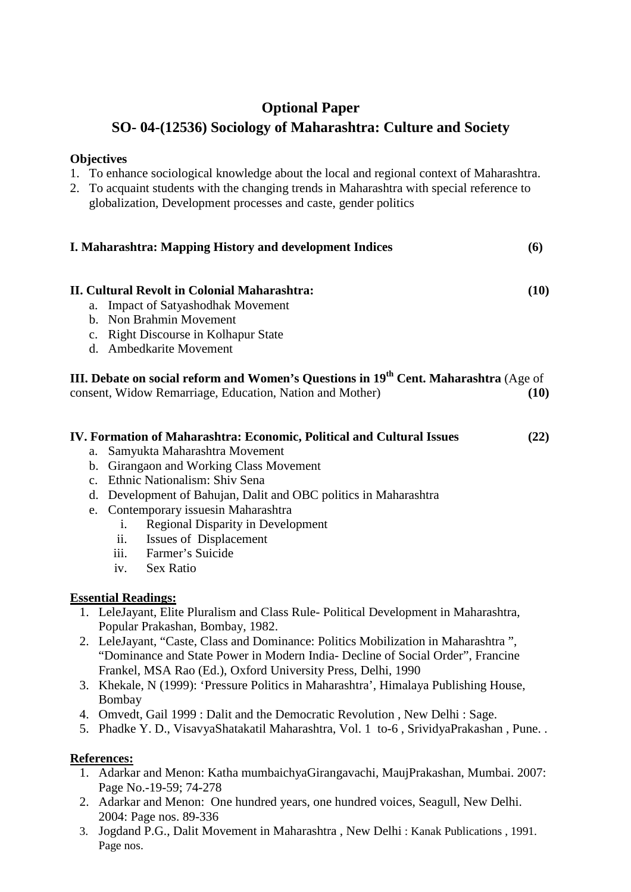## Optional Paper

## SO- 04-(12536) Sociology of Maharashtra: Culture and Society

**Objectives**

1. To enhance sociological knowledge about the local and regional context of Maharashtra.
2. To acquaint students with the changing trends in Maharashtra with special reference to globalization, Development processes and caste, gender politics

**I. Maharashtra: Mapping History and development Indices (6)**

**II. Cultural Revolt in Colonial Maharashtra: (10)**

a. Impact of Satyashodhak Movement
b. Non Brahmin Movement
c. Right Discourse in Kolhapur State
d. Ambedkarite Movement

**III. Debate on social reform and Women's Questions in 19th Cent. Maharashtra** (Age of consent, Widow Remarriage, Education, Nation and Mother) **(10)**

**IV. Formation of Maharashtra: Economic, Political and Cultural Issues (22)**

a. Samyukta Maharashtra Movement
b. Girangaon and Working Class Movement
c. Ethnic Nationalism: Shiv Sena
d. Development of Bahujan, Dalit and OBC politics in Maharashtra
e. Contemporary issuesin Maharashtra
    i. Regional Disparity in Development
    ii. Issues of Displacement
    iii. Farmer's Suicide
    iv. Sex Ratio

**Essential Readings:**

1. LeleJayant, Elite Pluralism and Class Rule- Political Development in Maharashtra, Popular Prakashan, Bombay, 1982.
2. LeleJayant, "Caste, Class and Dominance: Politics Mobilization in Maharashtra ", "Dominance and State Power in Modern India- Decline of Social Order", Francine Frankel, MSA Rao (Ed.), Oxford University Press, Delhi, 1990
3. Khekale, N (1999): 'Pressure Politics in Maharashtra', Himalaya Publishing House, Bombay
4. Omvedt, Gail 1999 : Dalit and the Democratic Revolution , New Delhi : Sage.
5. Phadke Y. D., VisavyaShatakatil Maharashtra, Vol. 1 to-6 , SrividyaPrakashan , Pune. .

**References:**

1. Adarkar and Menon: Katha mumbaichyaGirangavachi, MaujPrakashan, Mumbai. 2007: Page No.-19-59; 74-278
2. Adarkar and Menon: One hundred years, one hundred voices, Seagull, New Delhi. 2004: Page nos. 89-336
3. Jogdand P.G., Dalit Movement in Maharashtra , New Delhi : Kanak Publications , 1991. Page nos.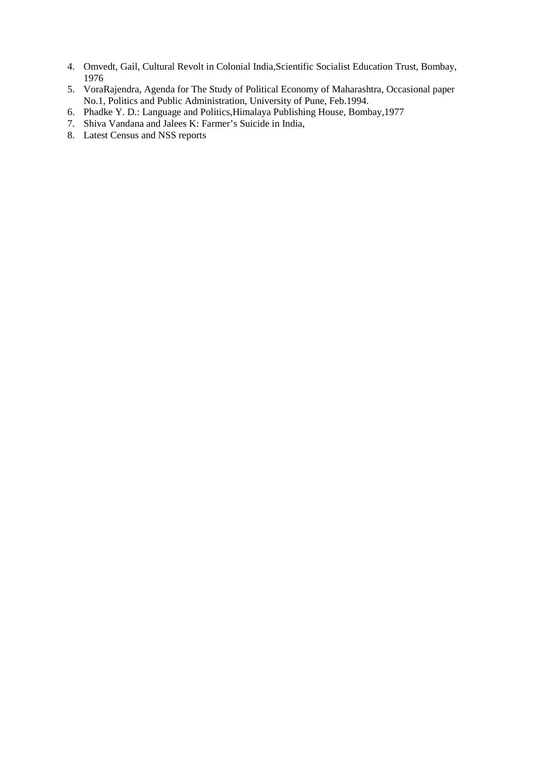4. Omvedt, Gail, Cultural Revolt in Colonial India,Scientific Socialist Education Trust, Bombay, 1976
5. VoraRajendra, Agenda for The Study of Political Economy of Maharashtra, Occasional paper No.1, Politics and Public Administration, University of Pune, Feb.1994.
6. Phadke Y. D.: Language and Politics,Himalaya Publishing House, Bombay,1977
7. Shiva Vandana and Jalees K: Farmer's Suicide in India,
8. Latest Census and NSS reports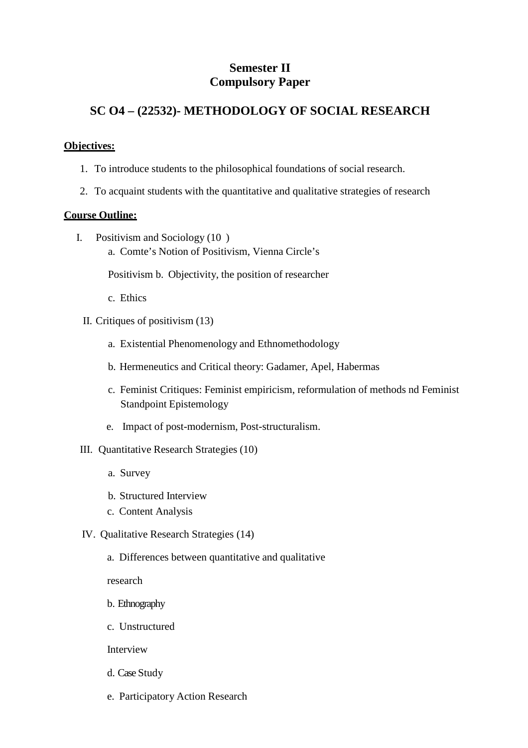**Semester II**
**Compulsory Paper**

## SC O4 – (22532)- METHODOLOGY OF SOCIAL RESEARCH

**Objectives:**

1. To introduce students to the philosophical foundations of social research.
2. To acquaint students with the quantitative and qualitative strategies of research

**Course Outline:**

I. Positivism and Sociology (10 )
   a. Comte's Notion of Positivism, Vienna Circle's Positivism
   b. Objectivity, the position of researcher
   c. Ethics

II. Critiques of positivism (13)
   a. Existential Phenomenology and Ethnomethodology
   b. Hermeneutics and Critical theory: Gadamer, Apel, Habermas
   c. Feminist Critiques: Feminist empiricism, reformulation of methods nd Feminist Standpoint Epistemology
   e. Impact of post-modernism, Post-structuralism.

III. Quantitative Research Strategies (10)
   a. Survey
   b. Structured Interview
   c. Content Analysis

IV. Qualitative Research Strategies (14)
   a. Differences between quantitative and qualitative research
   b. Ethnography
   c. Unstructured Interview
   d. Case Study
   e. Participatory Action Research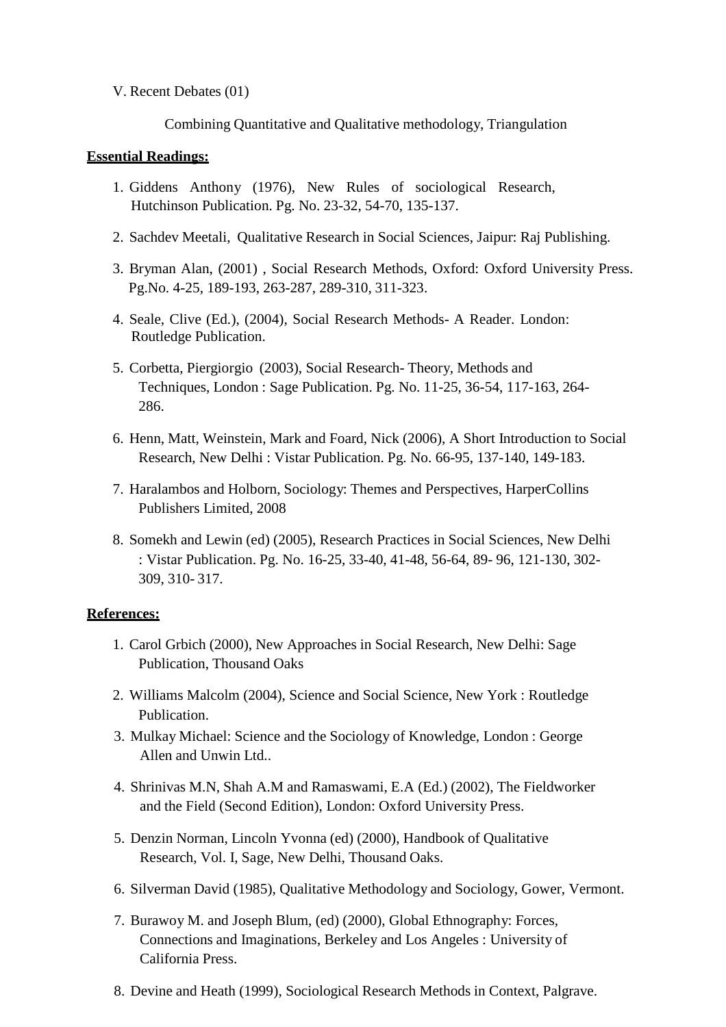V. Recent Debates (01)

Combining Quantitative and Qualitative methodology, Triangulation

**Essential Readings:**

1. Giddens Anthony (1976), New Rules of sociological Research, Hutchinson Publication. Pg. No. 23-32, 54-70, 135-137.
2. Sachdev Meetali, Qualitative Research in Social Sciences, Jaipur: Raj Publishing.
3. Bryman Alan, (2001) , Social Research Methods, Oxford: Oxford University Press. Pg.No. 4-25, 189-193, 263-287, 289-310, 311-323.
4. Seale, Clive (Ed.), (2004), Social Research Methods- A Reader. London: Routledge Publication.
5. Corbetta, Piergiorgio (2003), Social Research- Theory, Methods and Techniques, London : Sage Publication. Pg. No. 11-25, 36-54, 117-163, 264-286.
6. Henn, Matt, Weinstein, Mark and Foard, Nick (2006), A Short Introduction to Social Research, New Delhi : Vistar Publication. Pg. No. 66-95, 137-140, 149-183.
7. Haralambos and Holborn, Sociology: Themes and Perspectives, HarperCollins Publishers Limited, 2008
8. Somekh and Lewin (ed) (2005), Research Practices in Social Sciences, New Delhi : Vistar Publication. Pg. No. 16-25, 33-40, 41-48, 56-64, 89- 96, 121-130, 302-309, 310- 317.

**References:**

1. Carol Grbich (2000), New Approaches in Social Research, New Delhi: Sage Publication, Thousand Oaks
2. Williams Malcolm (2004), Science and Social Science, New York : Routledge Publication.
3. Mulkay Michael: Science and the Sociology of Knowledge, London : George Allen and Unwin Ltd..
4. Shrinivas M.N, Shah A.M and Ramaswami, E.A (Ed.) (2002), The Fieldworker and the Field (Second Edition), London: Oxford University Press.
5. Denzin Norman, Lincoln Yvonna (ed) (2000), Handbook of Qualitative Research, Vol. I, Sage, New Delhi, Thousand Oaks.
6. Silverman David (1985), Qualitative Methodology and Sociology, Gower, Vermont.
7. Burawoy M. and Joseph Blum, (ed) (2000), Global Ethnography: Forces, Connections and Imaginations, Berkeley and Los Angeles : University of California Press.
8. Devine and Heath (1999), Sociological Research Methods in Context, Palgrave.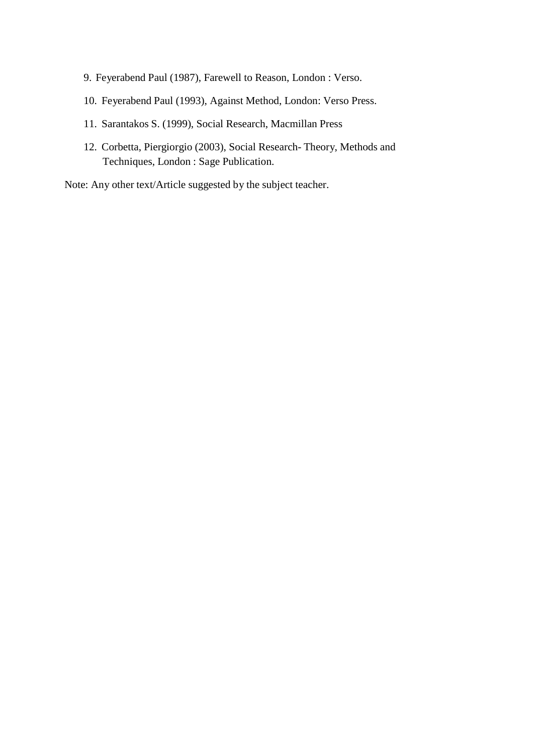9. Feyerabend Paul (1987), Farewell to Reason, London : Verso.
10. Feyerabend Paul (1993), Against Method, London: Verso Press.
11. Sarantakos S. (1999), Social Research, Macmillan Press
12. Corbetta, Piergiorgio (2003), Social Research- Theory, Methods and Techniques, London : Sage Publication.

Note: Any other text/Article suggested by the subject teacher.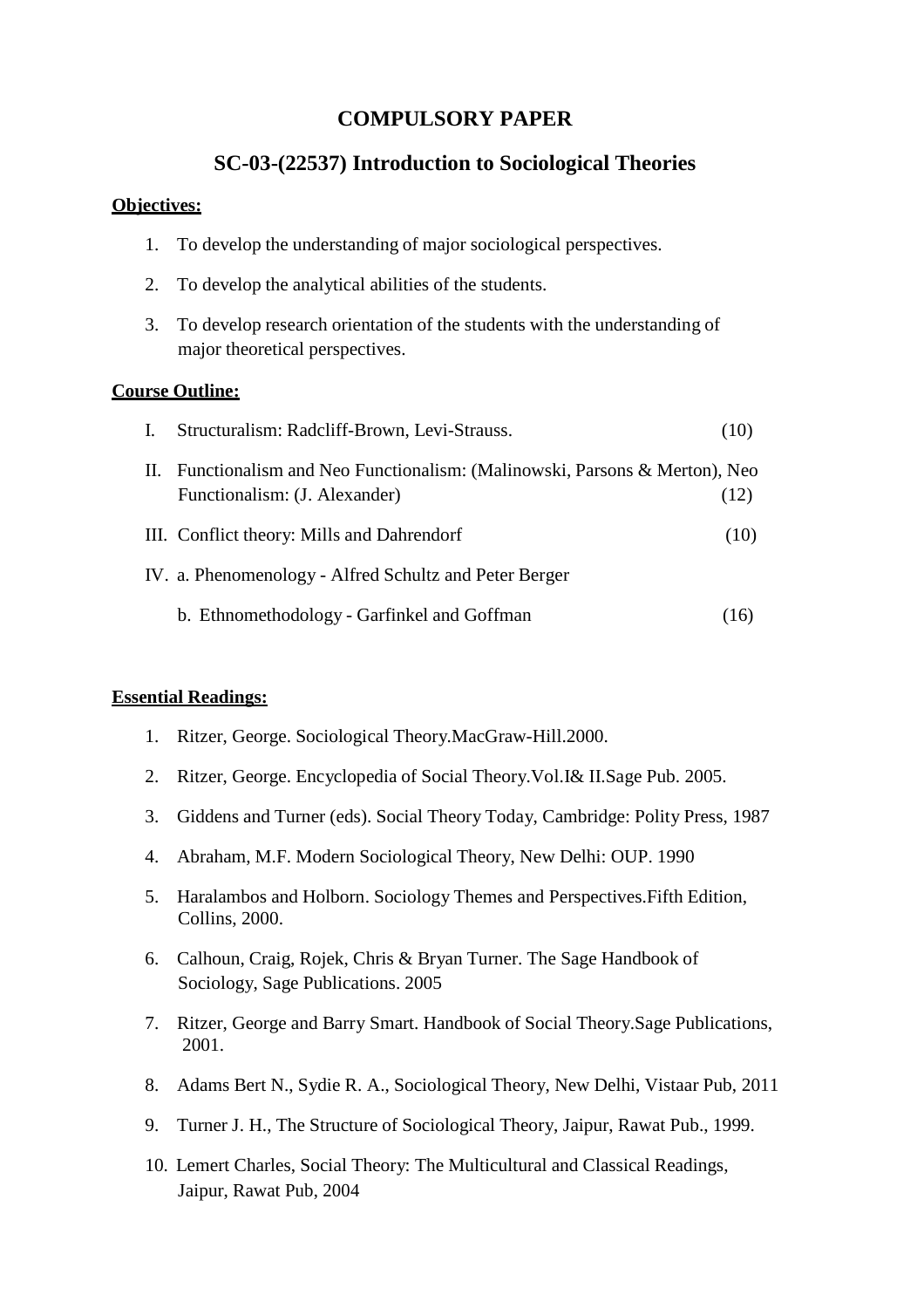# COMPULSORY PAPER

## SC-03-(22537) Introduction to Sociological Theories

**Objectives:**

1. To develop the understanding of major sociological perspectives.
2. To develop the analytical abilities of the students.
3. To develop research orientation of the students with the understanding of major theoretical perspectives.

**Course Outline:**

I. Structuralism: Radcliff-Brown, Levi-Strauss. (10)

II. Functionalism and Neo Functionalism: (Malinowski, Parsons & Merton), Neo Functionalism: (J. Alexander) (12)

III. Conflict theory: Mills and Dahrendorf (10)

IV. a. Phenomenology - Alfred Schultz and Peter Berger

b. Ethnomethodology - Garfinkel and Goffman (16)

**Essential Readings:**

1. Ritzer, George. Sociological Theory.MacGraw-Hill.2000.
2. Ritzer, George. Encyclopedia of Social Theory.Vol.I& II.Sage Pub. 2005.
3. Giddens and Turner (eds). Social Theory Today, Cambridge: Polity Press, 1987
4. Abraham, M.F. Modern Sociological Theory, New Delhi: OUP. 1990
5. Haralambos and Holborn. Sociology Themes and Perspectives.Fifth Edition, Collins, 2000.
6. Calhoun, Craig, Rojek, Chris & Bryan Turner. The Sage Handbook of Sociology, Sage Publications. 2005
7. Ritzer, George and Barry Smart. Handbook of Social Theory.Sage Publications, 2001.
8. Adams Bert N., Sydie R. A., Sociological Theory, New Delhi, Vistaar Pub, 2011
9. Turner J. H., The Structure of Sociological Theory, Jaipur, Rawat Pub., 1999.
10. Lemert Charles, Social Theory: The Multicultural and Classical Readings, Jaipur, Rawat Pub, 2004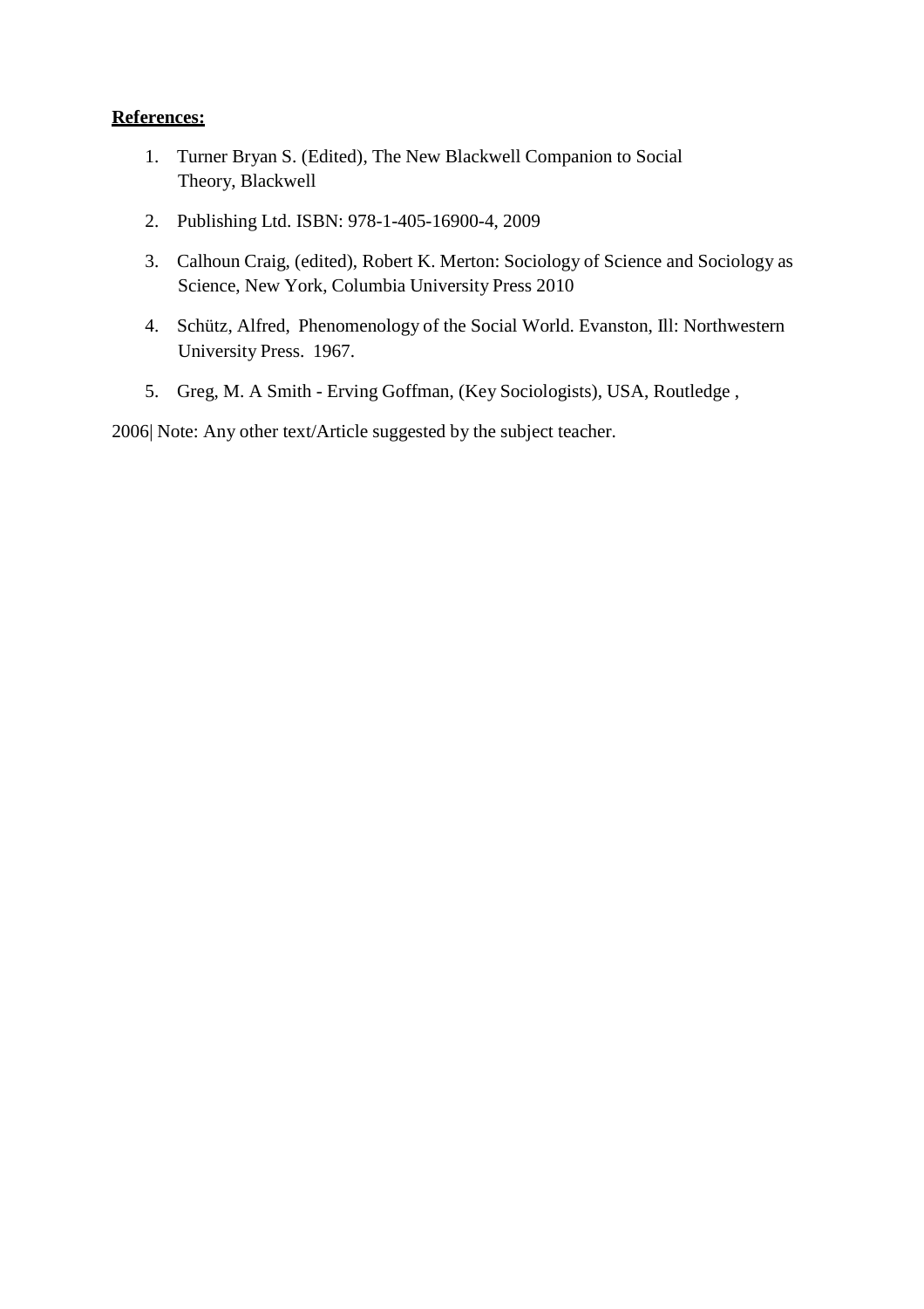**References:**

1. Turner Bryan S. (Edited), The New Blackwell Companion to Social Theory, Blackwell
2. Publishing Ltd. ISBN: 978-1-405-16900-4, 2009
3. Calhoun Craig, (edited), Robert K. Merton: Sociology of Science and Sociology as Science, New York, Columbia University Press 2010
4. Schütz, Alfred, Phenomenology of the Social World. Evanston, Ill: Northwestern University Press. 1967.
5. Greg, M. A Smith - Erving Goffman, (Key Sociologists), USA, Routledge ,

2006| Note: Any other text/Article suggested by the subject teacher.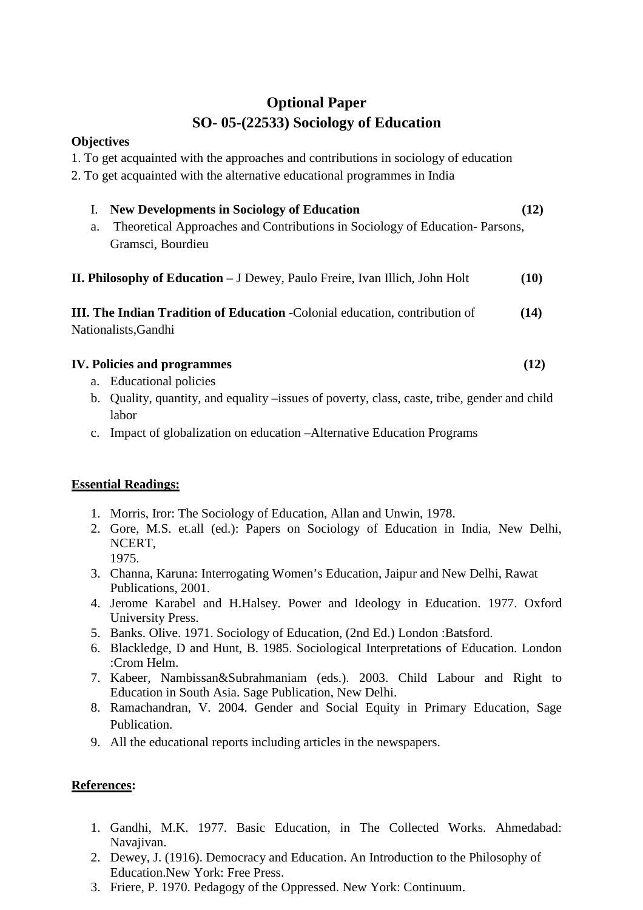# Optional Paper
## SO- 05-(22533) Sociology of Education

**Objectives**

1. To get acquainted with the approaches and contributions in sociology of education
2. To get acquainted with the alternative educational programmes in India

I. **New Developments in Sociology of Education** **(12)**

a. Theoretical Approaches and Contributions in Sociology of Education- Parsons, Gramsci, Bourdieu

**II. Philosophy of Education** – J Dewey, Paulo Freire, Ivan Illich, John Holt **(10)**

**III. The Indian Tradition of Education** -Colonial education, contribution of Nationalists,Gandhi **(14)**

**IV. Policies and programmes** **(12)**

a. Educational policies
b. Quality, quantity, and equality –issues of poverty, class, caste, tribe, gender and child labor
c. Impact of globalization on education –Alternative Education Programs

**Essential Readings:**

1. Morris, Iror: The Sociology of Education, Allan and Unwin, 1978.
2. Gore, M.S. et.all (ed.): Papers on Sociology of Education in India, New Delhi, NCERT, 1975.
3. Channa, Karuna: Interrogating Women's Education, Jaipur and New Delhi, Rawat Publications, 2001.
4. Jerome Karabel and H.Halsey. Power and Ideology in Education. 1977. Oxford University Press.
5. Banks. Olive. 1971. Sociology of Education, (2nd Ed.) London :Batsford.
6. Blackledge, D and Hunt, B. 1985. Sociological Interpretations of Education. London :Crom Helm.
7. Kabeer, Nambissan&Subrahmaniam (eds.). 2003. Child Labour and Right to Education in South Asia. Sage Publication, New Delhi.
8. Ramachandran, V. 2004. Gender and Social Equity in Primary Education, Sage Publication.
9. All the educational reports including articles in the newspapers.

**References:**

1. Gandhi, M.K. 1977. Basic Education, in The Collected Works. Ahmedabad: Navajivan.
2. Dewey, J. (1916). Democracy and Education. An Introduction to the Philosophy of Education.New York: Free Press.
3. Friere, P. 1970. Pedagogy of the Oppressed. New York: Continuum.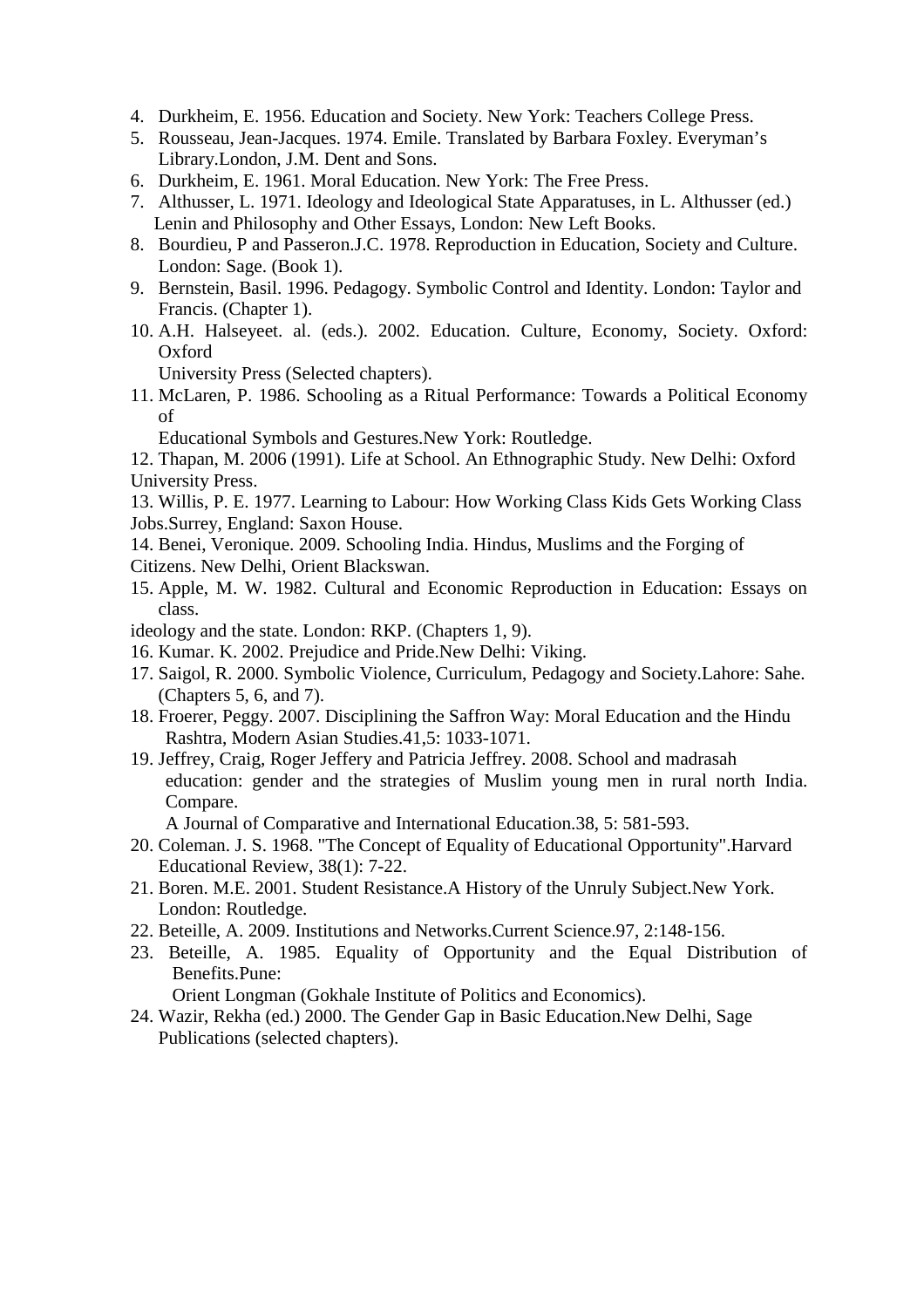4. Durkheim, E. 1956. Education and Society. New York: Teachers College Press.
5. Rousseau, Jean-Jacques. 1974. Emile. Translated by Barbara Foxley. Everyman's Library.London, J.M. Dent and Sons.
6. Durkheim, E. 1961. Moral Education. New York: The Free Press.
7. Althusser, L. 1971. Ideology and Ideological State Apparatuses, in L. Althusser (ed.) Lenin and Philosophy and Other Essays, London: New Left Books.
8. Bourdieu, P and Passeron.J.C. 1978. Reproduction in Education, Society and Culture. London: Sage. (Book 1).
9. Bernstein, Basil. 1996. Pedagogy. Symbolic Control and Identity. London: Taylor and Francis. (Chapter 1).
10. A.H. Halseyeet. al. (eds.). 2002. Education. Culture, Economy, Society. Oxford: Oxford
    University Press (Selected chapters).
11. McLaren, P. 1986. Schooling as a Ritual Performance: Towards a Political Economy of
    Educational Symbols and Gestures.New York: Routledge.
12. Thapan, M. 2006 (1991). Life at School. An Ethnographic Study. New Delhi: Oxford University Press.
13. Willis, P. E. 1977. Learning to Labour: How Working Class Kids Gets Working Class Jobs.Surrey, England: Saxon House.
14. Benei, Veronique. 2009. Schooling India. Hindus, Muslims and the Forging of Citizens. New Delhi, Orient Blackswan.
15. Apple, M. W. 1982. Cultural and Economic Reproduction in Education: Essays on class.
    ideology and the state. London: RKP. (Chapters 1, 9).
16. Kumar. K. 2002. Prejudice and Pride.New Delhi: Viking.
17. Saigol, R. 2000. Symbolic Violence, Curriculum, Pedagogy and Society.Lahore: Sahe. (Chapters 5, 6, and 7).
18. Froerer, Peggy. 2007. Disciplining the Saffron Way: Moral Education and the Hindu Rashtra, Modern Asian Studies.41,5: 1033-1071.
19. Jeffrey, Craig, Roger Jeffery and Patricia Jeffrey. 2008. School and madrasah education: gender and the strategies of Muslim young men in rural north India. Compare.
    A Journal of Comparative and International Education.38, 5: 581-593.
20. Coleman. J. S. 1968. "The Concept of Equality of Educational Opportunity".Harvard Educational Review, 38(1): 7-22.
21. Boren. M.E. 2001. Student Resistance.A History of the Unruly Subject.New York. London: Routledge.
22. Beteille, A. 2009. Institutions and Networks.Current Science.97, 2:148-156.
23. Beteille, A. 1985. Equality of Opportunity and the Equal Distribution of Benefits.Pune:
    Orient Longman (Gokhale Institute of Politics and Economics).
24. Wazir, Rekha (ed.) 2000. The Gender Gap in Basic Education.New Delhi, Sage Publications (selected chapters).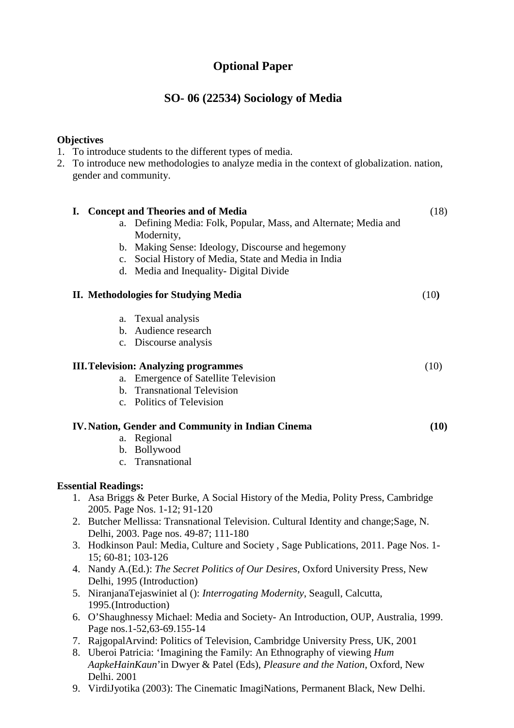# Optional Paper

## SO- 06 (22534) Sociology of Media

**Objectives**

1. To introduce students to the different types of media.
2. To introduce new methodologies to analyze media in the context of globalization. nation, gender and community.

**I. Concept and Theories and of Media** (18)

a. Defining Media: Folk, Popular, Mass, and Alternate; Media and Modernity,
b. Making Sense: Ideology, Discourse and hegemony
c. Social History of Media, State and Media in India
d. Media and Inequality- Digital Divide

**II. Methodologies for Studying Media** (10**)**

a. Texual analysis
b. Audience research
c. Discourse analysis

**III. Television: Analyzing programmes** (10)

a. Emergence of Satellite Television
b. Transnational Television
c. Politics of Television

**IV. Nation, Gender and Community in Indian Cinema** **(10)**

a. Regional
b. Bollywood
c. Transnational

**Essential Readings:**

1. Asa Briggs & Peter Burke, A Social History of the Media, Polity Press, Cambridge 2005. Page Nos. 1-12; 91-120
2. Butcher Mellissa: Transnational Television. Cultural Identity and change;Sage, N. Delhi, 2003. Page nos. 49-87; 111-180
3. Hodkinson Paul: Media, Culture and Society , Sage Publications, 2011. Page Nos. 1-15; 60-81; 103-126
4. Nandy A.(Ed.): *The Secret Politics of Our Desires*, Oxford University Press, New Delhi, 1995 (Introduction)
5. NiranjanaTejaswiniet al (): *Interrogating Modernity*, Seagull, Calcutta, 1995.(Introduction)
6. O'Shaughnessy Michael: Media and Society- An Introduction, OUP, Australia, 1999. Page nos.1-52,63-69.155-14
7. RajgopalArvind: Politics of Television, Cambridge University Press, UK, 2001
8. Uberoi Patricia: 'Imagining the Family: An Ethnography of viewing *Hum AapkeHainKaun*'in Dwyer & Patel (Eds), *Pleasure and the Nation*, Oxford, New Delhi. 2001
9. VirdiJyotika (2003): The Cinematic ImagiNations, Permanent Black, New Delhi.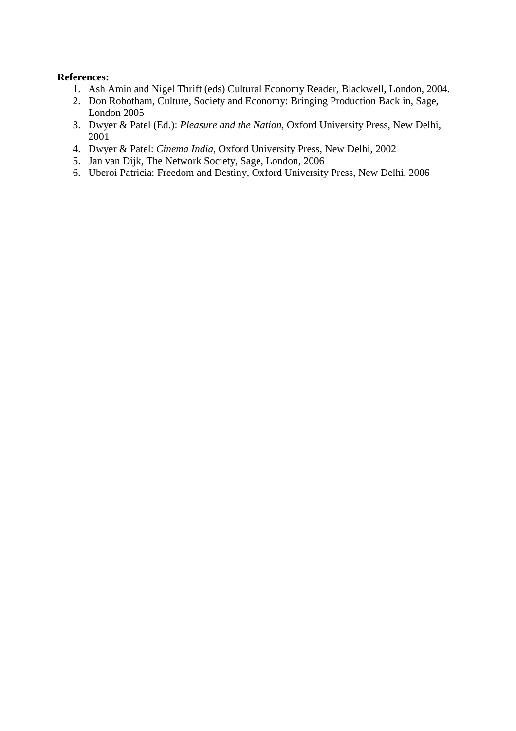**References:**

1. Ash Amin and Nigel Thrift (eds) Cultural Economy Reader, Blackwell, London, 2004.
2. Don Robotham, Culture, Society and Economy: Bringing Production Back in, Sage, London 2005
3. Dwyer & Patel (Ed.): *Pleasure and the Nation,* Oxford University Press, New Delhi, 2001
4. Dwyer & Patel: *Cinema India*, Oxford University Press, New Delhi, 2002
5. Jan van Dijk, The Network Society, Sage, London, 2006
6. Uberoi Patricia: Freedom and Destiny, Oxford University Press, New Delhi, 2006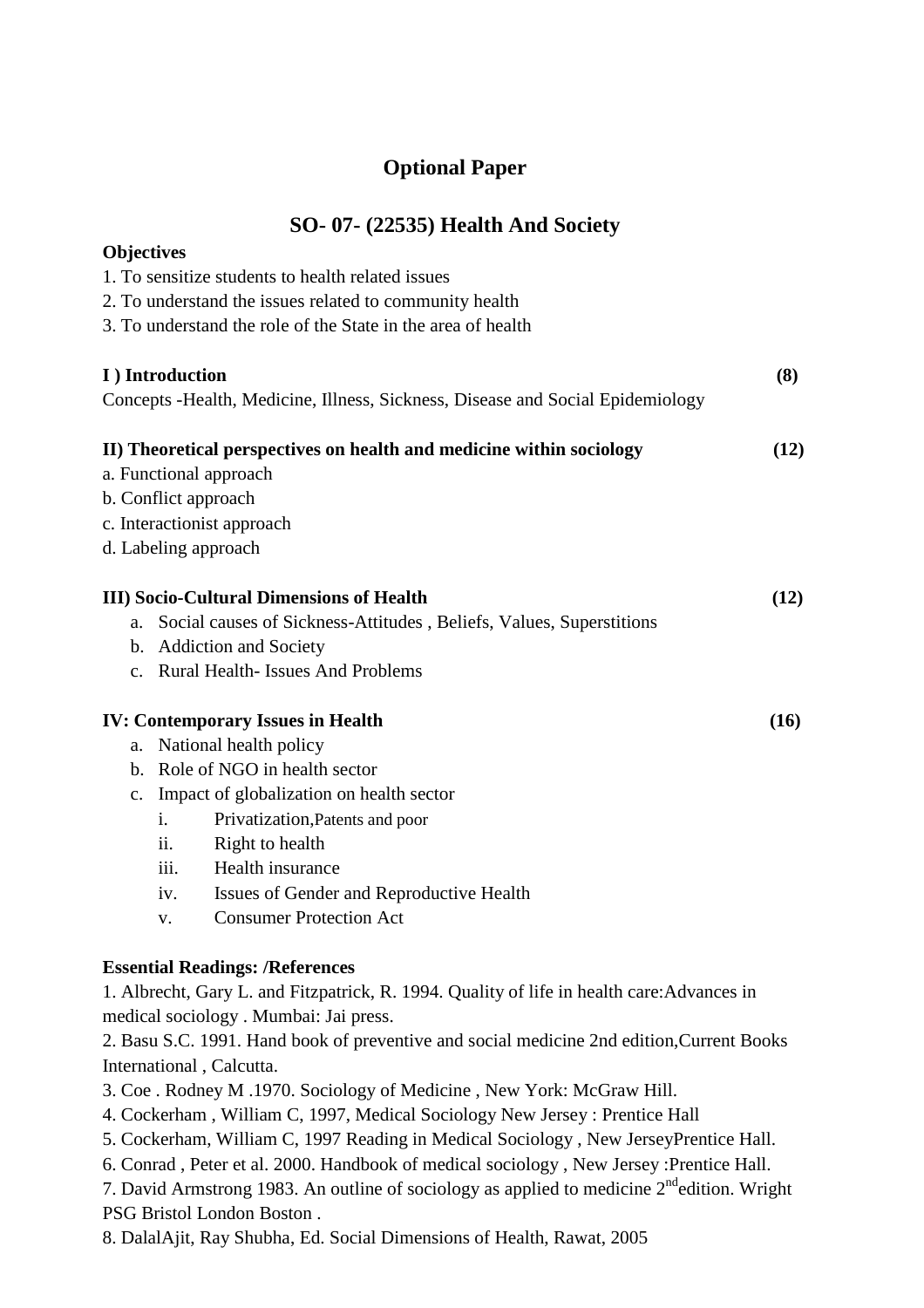## Optional Paper

## SO- 07- (22535) Health And Society

**Objectives**

1. To sensitize students to health related issues
2. To understand the issues related to community health
3. To understand the role of the State in the area of health

**I ) Introduction** **(8)**

Concepts -Health, Medicine, Illness, Sickness, Disease and Social Epidemiology

**II) Theoretical perspectives on health and medicine within sociology** **(12)**

a. Functional approach
b. Conflict approach
c. Interactionist approach
d. Labeling approach

**III) Socio-Cultural Dimensions of Health** **(12)**

a. Social causes of Sickness-Attitudes , Beliefs, Values, Superstitions
b. Addiction and Society
c. Rural Health- Issues And Problems

**IV: Contemporary Issues in Health** **(16)**

a. National health policy
b. Role of NGO in health sector
c. Impact of globalization on health sector
   i. Privatization,Patents and poor
   ii. Right to health
   iii. Health insurance
   iv. Issues of Gender and Reproductive Health
   v. Consumer Protection Act

**Essential Readings: /References**

1. Albrecht, Gary L. and Fitzpatrick, R. 1994. Quality of life in health care:Advances in medical sociology . Mumbai: Jai press.
2. Basu S.C. 1991. Hand book of preventive and social medicine 2nd edition,Current Books International , Calcutta.
3. Coe . Rodney M .1970. Sociology of Medicine , New York: McGraw Hill.
4. Cockerham , William C, 1997, Medical Sociology New Jersey : Prentice Hall
5. Cockerham, William C, 1997 Reading in Medical Sociology , New JerseyPrentice Hall.
6. Conrad , Peter et al. 2000. Handbook of medical sociology , New Jersey :Prentice Hall.
7. David Armstrong 1983. An outline of sociology as applied to medicine 2nd edition. Wright PSG Bristol London Boston .
8. DalalAjit, Ray Shubha, Ed. Social Dimensions of Health, Rawat, 2005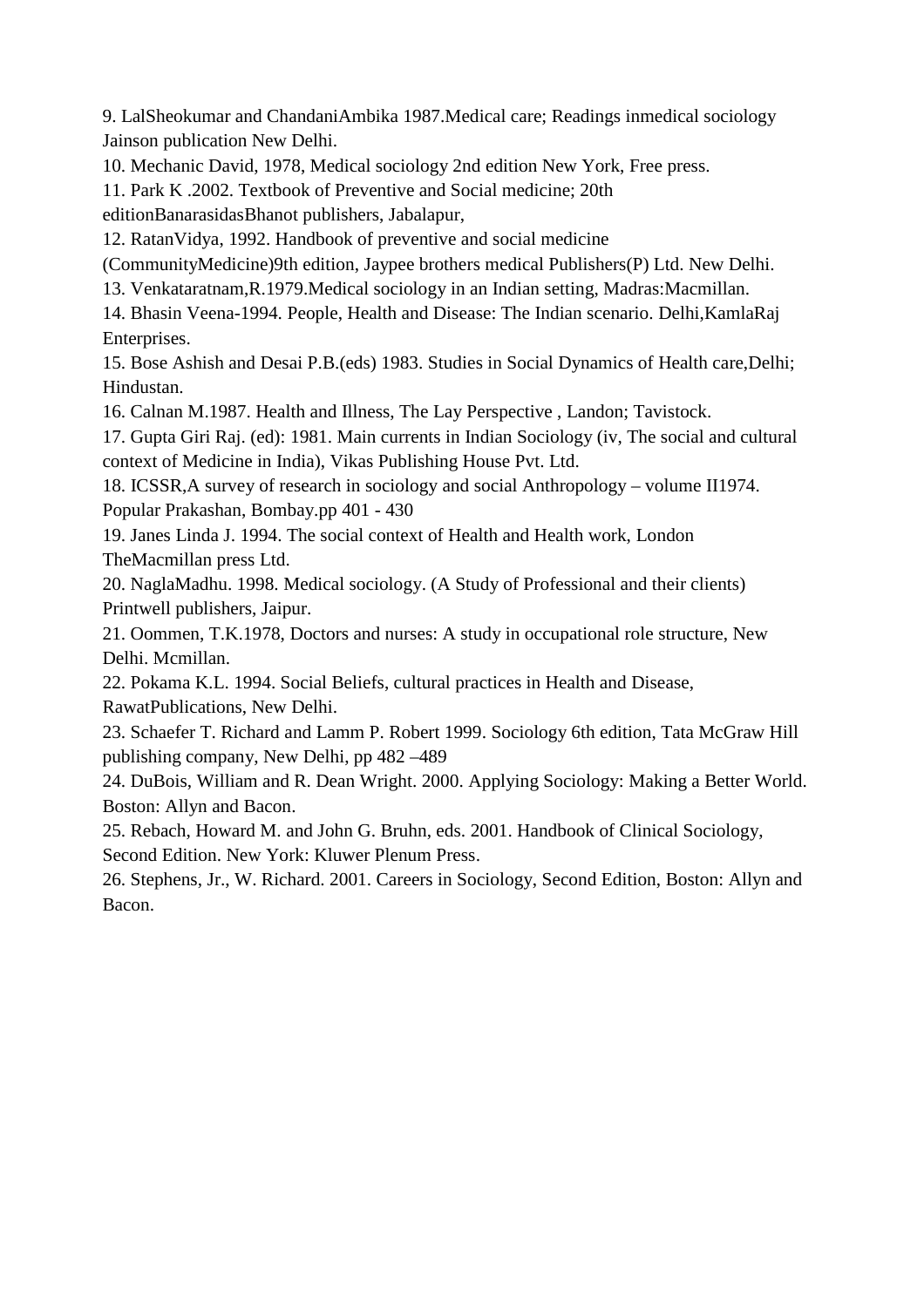9. LalSheokumar and ChandaniAmbika 1987.Medical care; Readings inmedical sociology Jainson publication New Delhi.
10. Mechanic David, 1978, Medical sociology 2nd edition New York, Free press.
11. Park K .2002. Textbook of Preventive and Social medicine; 20th editionBanarasidasBhanot publishers, Jabalapur,
12. RatanVidya, 1992. Handbook of preventive and social medicine (CommunityMedicine)9th edition, Jaypee brothers medical Publishers(P) Ltd. New Delhi.
13. Venkataratnam,R.1979.Medical sociology in an Indian setting, Madras:Macmillan.
14. Bhasin Veena-1994. People, Health and Disease: The Indian scenario. Delhi,KamlaRaj Enterprises.
15. Bose Ashish and Desai P.B.(eds) 1983. Studies in Social Dynamics of Health care,Delhi; Hindustan.
16. Calnan M.1987. Health and Illness, The Lay Perspective , Landon; Tavistock.
17. Gupta Giri Raj. (ed): 1981. Main currents in Indian Sociology (iv, The social and cultural context of Medicine in India), Vikas Publishing House Pvt. Ltd.
18. ICSSR,A survey of research in sociology and social Anthropology – volume II1974. Popular Prakashan, Bombay.pp 401 - 430
19. Janes Linda J. 1994. The social context of Health and Health work, London TheMacmillan press Ltd.
20. NaglaMadhu. 1998. Medical sociology. (A Study of Professional and their clients) Printwell publishers, Jaipur.
21. Oommen, T.K.1978, Doctors and nurses: A study in occupational role structure, New Delhi. Mcmillan.
22. Pokama K.L. 1994. Social Beliefs, cultural practices in Health and Disease, RawatPublications, New Delhi.
23. Schaefer T. Richard and Lamm P. Robert 1999. Sociology 6th edition, Tata McGraw Hill publishing company, New Delhi, pp 482 –489
24. DuBois, William and R. Dean Wright. 2000. Applying Sociology: Making a Better World. Boston: Allyn and Bacon.
25. Rebach, Howard M. and John G. Bruhn, eds. 2001. Handbook of Clinical Sociology, Second Edition. New York: Kluwer Plenum Press.
26. Stephens, Jr., W. Richard. 2001. Careers in Sociology, Second Edition, Boston: Allyn and Bacon.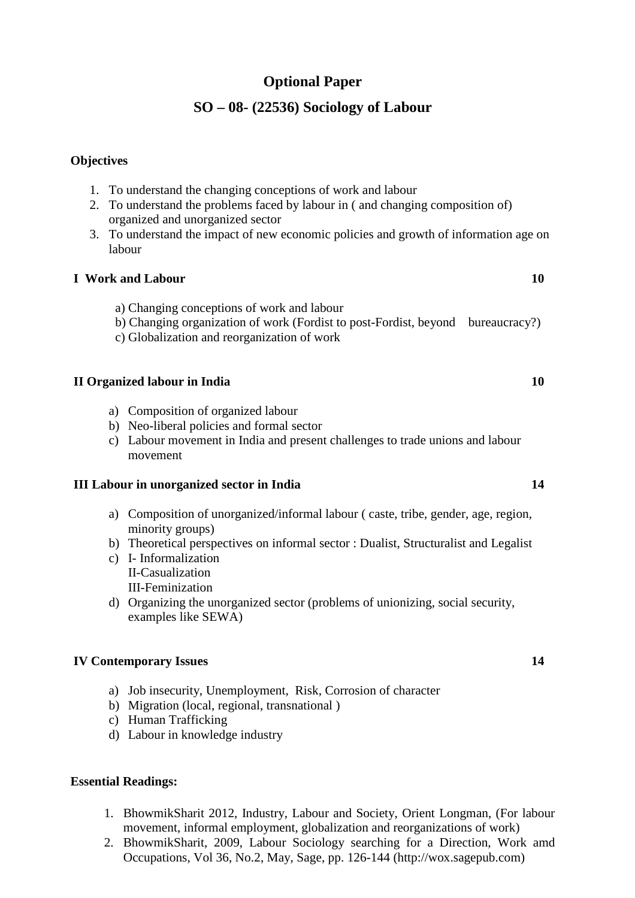## Optional Paper

## SO – 08- (22536) Sociology of Labour

**Objectives**

1. To understand the changing conceptions of work and labour
2. To understand the problems faced by labour in ( and changing composition of) organized and unorganized sector
3. To understand the impact of new economic policies and growth of information age on labour

**I Work and Labour** **10**

a) Changing conceptions of work and labour
b) Changing organization of work (Fordist to post-Fordist, beyond bureaucracy?)
c) Globalization and reorganization of work

**II Organized labour in India** **10**

a) Composition of organized labour
b) Neo-liberal policies and formal sector
c) Labour movement in India and present challenges to trade unions and labour movement

**III Labour in unorganized sector in India** **14**

a) Composition of unorganized/informal labour ( caste, tribe, gender, age, region, minority groups)
b) Theoretical perspectives on informal sector : Dualist, Structuralist and Legalist
c) I- Informalization
   II-Casualization
   III-Feminization
d) Organizing the unorganized sector (problems of unionizing, social security, examples like SEWA)

**IV Contemporary Issues** **14**

a) Job insecurity, Unemployment, Risk, Corrosion of character
b) Migration (local, regional, transnational )
c) Human Trafficking
d) Labour in knowledge industry

**Essential Readings:**

1. BhowmikSharit 2012, Industry, Labour and Society, Orient Longman, (For labour movement, informal employment, globalization and reorganizations of work)
2. BhowmikSharit, 2009, Labour Sociology searching for a Direction, Work amd Occupations, Vol 36, No.2, May, Sage, pp. 126-144 (http://wox.sagepub.com)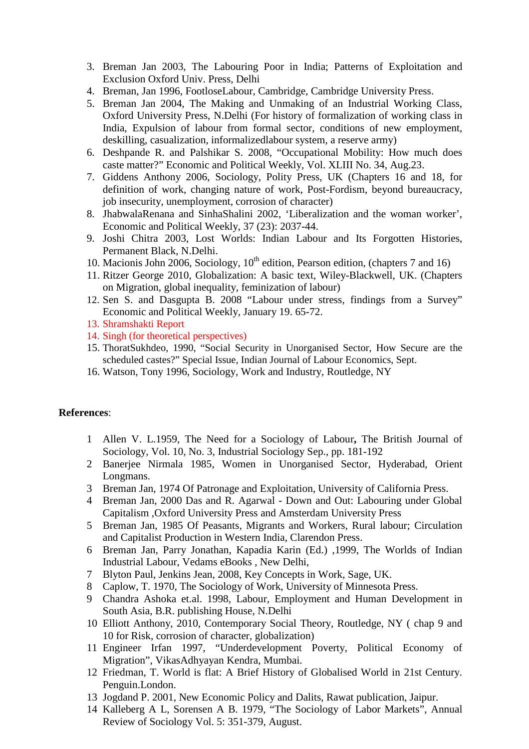3. Breman Jan 2003, The Labouring Poor in India; Patterns of Exploitation and Exclusion Oxford Univ. Press, Delhi
4. Breman, Jan 1996, FootloseLabour, Cambridge, Cambridge University Press.
5. Breman Jan 2004, The Making and Unmaking of an Industrial Working Class, Oxford University Press, N.Delhi (For history of formalization of working class in India, Expulsion of labour from formal sector, conditions of new employment, deskilling, casualization, informalizedlabour system, a reserve army)
6. Deshpande R. and Palshikar S. 2008, "Occupational Mobility: How much does caste matter?" Economic and Political Weekly, Vol. XLIII No. 34, Aug.23.
7. Giddens Anthony 2006, Sociology, Polity Press, UK (Chapters 16 and 18, for definition of work, changing nature of work, Post-Fordism, beyond bureaucracy, job insecurity, unemployment, corrosion of character)
8. JhabwalaRenana and SinhaShalini 2002, 'Liberalization and the woman worker', Economic and Political Weekly, 37 (23): 2037-44.
9. Joshi Chitra 2003, Lost Worlds: Indian Labour and Its Forgotten Histories, Permanent Black, N.Delhi.
10. Macionis John 2006, Sociology, 10th edition, Pearson edition, (chapters 7 and 16)
11. Ritzer George 2010, Globalization: A basic text, Wiley-Blackwell, UK. (Chapters on Migration, global inequality, feminization of labour)
12. Sen S. and Dasgupta B. 2008 "Labour under stress, findings from a Survey" Economic and Political Weekly, January 19. 65-72.
13. Shramshakti Report
14. Singh (for theoretical perspectives)
15. ThoratSukhdeo, 1990, "Social Security in Unorganised Sector, How Secure are the scheduled castes?" Special Issue, Indian Journal of Labour Economics, Sept.
16. Watson, Tony 1996, Sociology, Work and Industry, Routledge, NY

**References**:

1. Allen V. L.1959, The Need for a Sociology of Labour**,** The British Journal of Sociology, Vol. 10, No. 3, Industrial Sociology Sep., pp. 181-192
2. Banerjee Nirmala 1985, Women in Unorganised Sector, Hyderabad, Orient Longmans.
3. Breman Jan, 1974 Of Patronage and Exploitation, University of California Press.
4. Breman Jan, 2000 Das and R. Agarwal - Down and Out: Labouring under Global Capitalism ,Oxford University Press and Amsterdam University Press
5. Breman Jan, 1985 Of Peasants, Migrants and Workers, Rural labour; Circulation and Capitalist Production in Western India, Clarendon Press.
6. Breman Jan, Parry Jonathan, Kapadia Karin (Ed.) ,1999, The Worlds of Indian Industrial Labour, Vedams eBooks , New Delhi,
7. Blyton Paul, Jenkins Jean, 2008, Key Concepts in Work, Sage, UK.
8. Caplow, T. 1970, The Sociology of Work, University of Minnesota Press.
9. Chandra Ashoka et.al. 1998, Labour, Employment and Human Development in South Asia, B.R. publishing House, N.Delhi
10. Elliott Anthony, 2010, Contemporary Social Theory, Routledge, NY ( chap 9 and 10 for Risk, corrosion of character, globalization)
11. Engineer Irfan 1997, "Underdevelopment Poverty, Political Economy of Migration", VikasAdhyayan Kendra, Mumbai.
12. Friedman, T. World is flat: A Brief History of Globalised World in 21st Century. Penguin.London.
13. Jogdand P. 2001, New Economic Policy and Dalits, Rawat publication, Jaipur.
14. Kalleberg A L, Sorensen A B. 1979, "The Sociology of Labor Markets", Annual Review of Sociology Vol. 5: 351-379, August.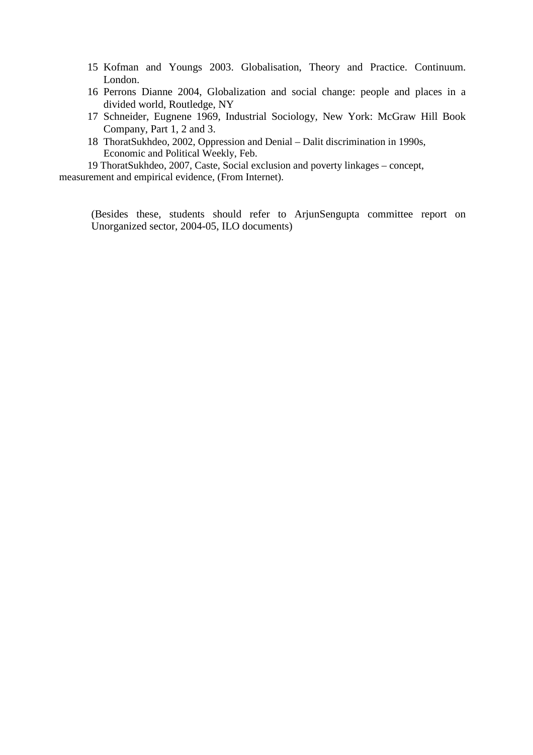15. Kofman and Youngs 2003. Globalisation, Theory and Practice. Continuum. London.
16. Perrons Dianne 2004, Globalization and social change: people and places in a divided world, Routledge, NY
17. Schneider, Eugnene 1969, Industrial Sociology, New York: McGraw Hill Book Company, Part 1, 2 and 3.
18. ThoratSukhdeo, 2002, Oppression and Denial – Dalit discrimination in 1990s, Economic and Political Weekly, Feb.
19. ThoratSukhdeo, 2007, Caste, Social exclusion and poverty linkages – concept, measurement and empirical evidence, (From Internet).

(Besides these, students should refer to ArjunSengupta committee report on Unorganized sector, 2004-05, ILO documents)